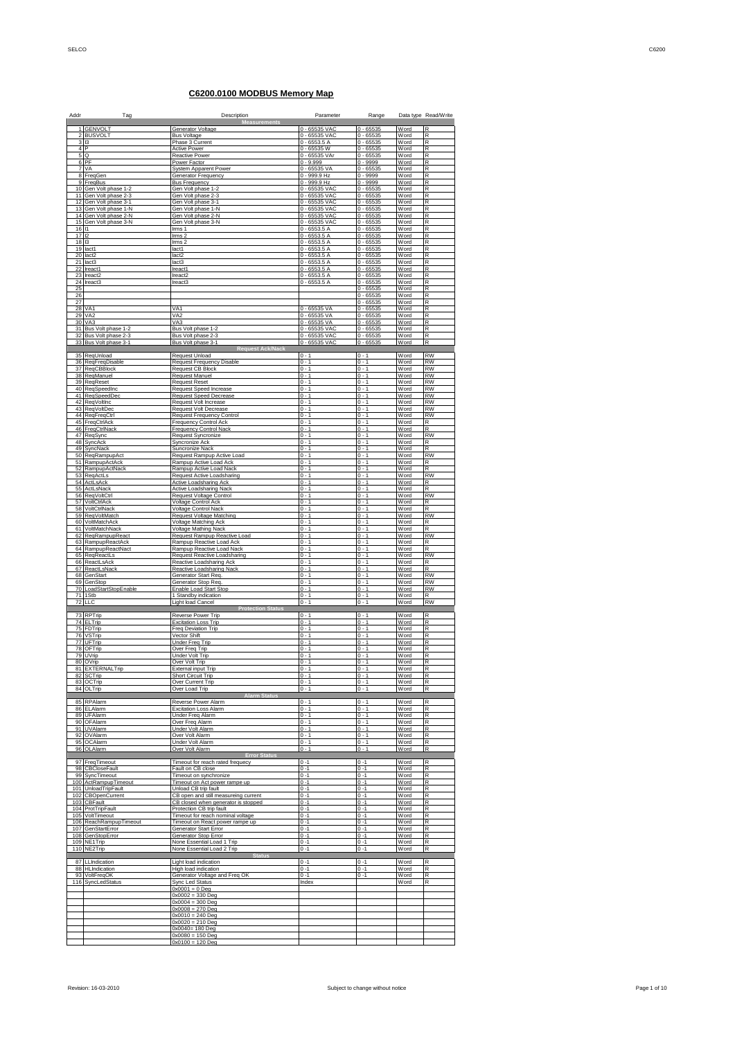# C6200.0100 MODBUS Memory Map

| Addr | Tag | Description | Parameter | Range | Data type | Read/Write |
|---|---|---|---|---|---|---|
| | | **Measurements** | | | | |
| 1 | GENVOLT | Generator Voltage | 0 - 65535 VAC | 0 - 65535 | Word | R |
| 2 | BUSVOLT | Bus Voltage | 0 - 65535 VAC | 0 - 65535 | Word | R |
| 3 | I3 | Phase 3 Current | 0 - 6553.5 A | 0 - 65535 | Word | R |
| 4 | P | Active Power | 0 - 65535 W | 0 - 65535 | Word | R |
| 5 | Q | Reactive Power | 0 - 65535 VAr | 0 - 65535 | Word | R |
| 6 | PF | Power Factor | 0 - 9.999 | 0 - 9999 | Word | R |
| 7 | VA | System Apparent Power | 0 - 65535 VA | 0 - 65535 | Word | R |
| 8 | FreqGen | Generator Frequency | 0 - 999.9 Hz | 0 - 9999 | Word | R |
| 9 | FreqBus | Bus Frequency | 0 - 999.9 Hz | 0 - 9999 | Word | R |
| 10 | Gen Volt phase 1-2 | Gen Volt phase 1-2 | 0 - 65535 VAC | 0 - 65535 | Word | R |
| 11 | Gen Volt phase 2-3 | Gen Volt phase 2-3 | 0 - 65535 VAC | 0 - 65535 | Word | R |
| 12 | Gen Volt phase 3-1 | Gen Volt phase 3-1 | 0 - 65535 VAC | 0 - 65535 | Word | R |
| 13 | Gen Volt phase 1-N | Gen Volt phase 1-N | 0 - 65535 VAC | 0 - 65535 | Word | R |
| 14 | Gen Volt phase 2-N | Gen Volt phase 2-N | 0 - 65535 VAC | 0 - 65535 | Word | R |
| 15 | Gen Volt phase 3-N | Gen Volt phase 3-N | 0 - 65535 VAC | 0 - 65535 | Word | R |
| 16 | I1 | Irms 1 | 0 - 6553.5 A | 0 - 65535 | Word | R |
| 17 | I2 | Irms 2 | 0 - 6553.5 A | 0 - 65535 | Word | R |
| 18 | I3 | Irms 2 | 0 - 6553.5 A | 0 - 65535 | Word | R |
| 19 | Iact1 | Iact1 | 0 - 6553.5 A | 0 - 65535 | Word | R |
| 20 | Iact2 | Iact2 | 0 - 6553.5 A | 0 - 65535 | Word | R |
| 21 | Iact3 | Iact3 | 0 - 6553.5 A | 0 - 65535 | Word | R |
| 22 | Ireact1 | Ireact1 | 0 - 6553.5 A | 0 - 65535 | Word | R |
| 23 | Ireact2 | Ireact2 | 0 - 6553.5 A | 0 - 65535 | Word | R |
| 24 | Ireact3 | Ireact3 | 0 - 6553.5 A | 0 - 65535 | Word | R |
| 25 | | | | 0 - 65535 | Word | R |
| 26 | | | | 0 - 65535 | Word | R |
| 27 | | | | 0 - 65535 | Word | R |
| 28 | VA1 | VA1 | 0 - 65535 VA | 0 - 65535 | Word | R |
| 29 | VA2 | VA2 | 0 - 65535 VA | 0 - 65535 | Word | R |
| 30 | VA3 | VA3 | 0 - 65535 VA | 0 - 65535 | Word | R |
| 31 | Bus Volt phase 1-2 | Bus Volt phase 1-2 | 0 - 65535 VAC | 0 - 65535 | Word | R |
| 32 | Bus Volt phase 2-3 | Bus Volt phase 2-3 | 0 - 65535 VAC | 0 - 65535 | Word | R |
| 33 | Bus Volt phase 3-1 | Bus Volt phase 3-1 | 0 - 65535 VAC | 0 - 65535 | Word | R |
| | | **Request Ack/Nack** | | | | |
| 35 | ReqUnload | Request Unload | 0 - 1 | 0 - 1 | Word | RW |
| 36 | ReqFreqDisable | Request Frequency Disable | 0 - 1 | 0 - 1 | Word | RW |
| 37 | ReqCBBlock | Request CB Block | 0 - 1 | 0 - 1 | Word | RW |
| 38 | ReqManuel | Request Manuel | 0 - 1 | 0 - 1 | Word | RW |
| 39 | ReqReset | Request Reset | 0 - 1 | 0 - 1 | Word | RW |
| 40 | ReqSpeedInc | Request Speed Increase | 0 - 1 | 0 - 1 | Word | RW |
| 41 | ReqSpeedDec | Request Speed Decrease | 0 - 1 | 0 - 1 | Word | RW |
| 42 | ReqVoltInc | Request Volt Increase | 0 - 1 | 0 - 1 | Word | RW |
| 43 | ReqVoltDec | Request Volt Decrease | 0 - 1 | 0 - 1 | Word | RW |
| 44 | ReqFreqCtrl | Request Frequency Control | 0 - 1 | 0 - 1 | Word | RW |
| 45 | FreqCtrlAck | Frequency Control Ack | 0 - 1 | 0 - 1 | Word | R |
| 46 | FreqCtrlNack | Frequency Control Nack | 0 - 1 | 0 - 1 | Word | R |
| 47 | ReqSync | Request Syncronize | 0 - 1 | 0 - 1 | Word | RW |
| 48 | SyncAck | Syncronize Ack | 0 - 1 | 0 - 1 | Word | R |
| 49 | SyncNack | Suncronize Nack | 0 - 1 | 0 - 1 | Word | R |
| 50 | ReqRampupAct | Request Rampup Active Load | 0 - 1 | 0 - 1 | Word | RW |
| 51 | RampupActAck | Rampup Active Load Ack | 0 - 1 | 0 - 1 | Word | R |
| 52 | RampupActNack | Rampup Active Load Nack | 0 - 1 | 0 - 1 | Word | R |
| 53 | ReqActLs | Request Active Loadsharing | 0 - 1 | 0 - 1 | Word | RW |
| 54 | ActLsAck | Active Loadsharing Ack | 0 - 1 | 0 - 1 | Word | R |
| 55 | ActLsNack | Active Loadsharing Nack | 0 - 1 | 0 - 1 | Word | R |
| 56 | ReqVoltCtrl | Request Voltage Control | 0 - 1 | 0 - 1 | Word | RW |
| 57 | VoltCtrlAck | Voltage Control Ack | 0 - 1 | 0 - 1 | Word | R |
| 58 | VoltCtrlNack | Voltage Control Nack | 0 - 1 | 0 - 1 | Word | R |
| 59 | ReqVoltMatch | Request Voltage Matching | 0 - 1 | 0 - 1 | Word | RW |
| 60 | VoltMatchAck | Voltage Matching Ack | 0 - 1 | 0 - 1 | Word | R |
| 61 | VoltMatchNack | Voltage Mathing Nack | 0 - 1 | 0 - 1 | Word | R |
| 62 | ReqRampupReact | Request Rampup Reactive Load | 0 - 1 | 0 - 1 | Word | RW |
| 63 | RampupReactAck | Rampup Reactive Load Ack | 0 - 1 | 0 - 1 | Word | R |
| 64 | RampupReactNact | Rampup Reactive Load Nack | 0 - 1 | 0 - 1 | Word | R |
| 65 | ReqReactLs | Request Reactive Loadsharing | 0 - 1 | 0 - 1 | Word | RW |
| 66 | ReactLsAck | Reactive Loadsharing Ack | 0 - 1 | 0 - 1 | Word | R |
| 67 | ReactLsNack | Reactive Loadsharing Nack | 0 - 1 | 0 - 1 | Word | R |
| 68 | GenStart | Generator Start Req. | 0 - 1 | 0 - 1 | Word | RW |
| 69 | GenStop | Generator Stop Req. | 0 - 1 | 0 - 1 | Word | RW |
| 70 | LoadStartStopEnable | Enable Load Start Stop | 0 - 1 | 0 - 1 | Word | RW |
| 71 | 1Stb | 1 Standby indication | 0 - 1 | 0 - 1 | Word | R |
| 72 | LLC | Light load Cancel | 0 - 1 | 0 - 1 | Word | RW |
| | | **Protection Status** | | | | |
| 73 | RPTrip | Reverse Power Trip | 0 - 1 | 0 - 1 | Word | R |
| 74 | ELTrip | Excitation Loss Trip | 0 - 1 | 0 - 1 | Word | R |
| 75 | FDTrip | Freq Deviation Trip | 0 - 1 | 0 - 1 | Word | R |
| 76 | VSTrip | Vector Shift | 0 - 1 | 0 - 1 | Word | R |
| 77 | UFTrip | Under Freq Trip | 0 - 1 | 0 - 1 | Word | R |
| 78 | OFTrip | Over Freq Trip | 0 - 1 | 0 - 1 | Word | R |
| 79 | UVrip | Under Volt Trip | 0 - 1 | 0 - 1 | Word | R |
| 80 | OVrip | Over Volt Trip | 0 - 1 | 0 - 1 | Word | R |
| 81 | EXTERNALTrip | External input Trip | 0 - 1 | 0 - 1 | Word | R |
| 82 | SCTrip | Short Circuit Trip | 0 - 1 | 0 - 1 | Word | R |
| 83 | OCTrip | Over Current Trip | 0 - 1 | 0 - 1 | Word | R |
| 84 | OLTrip | Over Load Trip | 0 - 1 | 0 - 1 | Word | R |
| | | **Alarm Status** | | | | |
| 85 | RPAlarm | Reverse Power Alarm | 0 - 1 | 0 - 1 | Word | R |
| 86 | ELAlarm | Excitation Loss Alarm | 0 - 1 | 0 - 1 | Word | R |
| 89 | UFAlarm | Under Freq Alarm | 0 - 1 | 0 - 1 | Word | R |
| 90 | OFAlarm | Over Freq Alarm | 0 - 1 | 0 - 1 | Word | R |
| 91 | UVAlarm | Under Volt Alarm | 0 - 1 | 0 - 1 | Word | R |
| 92 | OVAlarm | Over Volt Alarm | 0 - 1 | 0 - 1 | Word | R |
| 95 | OCAlarm | Under Volt Alarm | 0 - 1 | 0 - 1 | Word | R |
| 96 | OLAlarm | Over Volt Alarm | 0 - 1 | 0 - 1 | Word | R |
| | | **Error Status** | | | | |
| 97 | FreqTimeout | Timeout for reach rated frequecy | 0 -1 | 0 -1 | Word | R |
| 98 | CBCloseFault | Fault on CB close | 0 -1 | 0 -1 | Word | R |
| 99 | SyncTimeout | Timeout on synchronize | 0 -1 | 0 -1 | Word | R |
| 100 | ActRampupTimeout | Timeout on Act power rampe up | 0 -1 | 0 -1 | Word | R |
| 101 | UnloadTripFault | Unload CB trip fault | 0 -1 | 0 -1 | Word | R |
| 102 | CBOpenCurrent | CB open and still measureing current | 0 -1 | 0 -1 | Word | R |
| 103 | CBFault | CB closed when generator is stopped | 0 -1 | 0 -1 | Word | R |
| 104 | ProtTripFault | Protection CB trip fault | 0 -1 | 0 -1 | Word | R |
| 105 | VoltTimeout | Timeout for reach nominal voltage | 0 -1 | 0 -1 | Word | R |
| 106 | ReachRampupTimeout | Timeout on React power rampe up | 0 -1 | 0 -1 | Word | R |
| 107 | GenStartError | Generator Start Error | 0 -1 | 0 -1 | Word | R |
| 108 | GenStopError | Generator Stop Error | 0 -1 | 0 -1 | Word | R |
| 109 | NE1Trip | None Essential Load 1 Trip | 0 -1 | 0 -1 | Word | R |
| 110 | NE2Trip | None Essential Load 2 Trip | 0 -1 | 0 -1 | Word | R |
| | | **Status** | | | | |
| 87 | LLIndication | Light load indication | 0 -1 | 0 -1 | Word | R |
| 88 | HLIndication | High load indication | 0 -1 | 0 -1 | Word | R |
| 93 | VoltFreqOK | Generator Voltage and Freq OK | 0 -1 | 0 -1 | Word | R |
| 116 | SyncLedStatus | Sync Led Status | Index | | Word | R |
| | | 0x0001 = 0 Deg | | | | |
| | | 0x0002 = 330 Deg | | | | |
| | | 0x0004 = 300 Deg | | | | |
| | | 0x0008 = 270 Deg | | | | |
| | | 0x0010 = 240 Deg | | | | |
| | | 0x0020 = 210 Deg | | | | |
| | | 0x0040= 180 Deg | | | | |
| | | 0x0080 = 150 Deg | | | | |
| | | 0x0100 = 120 Deg | | | | |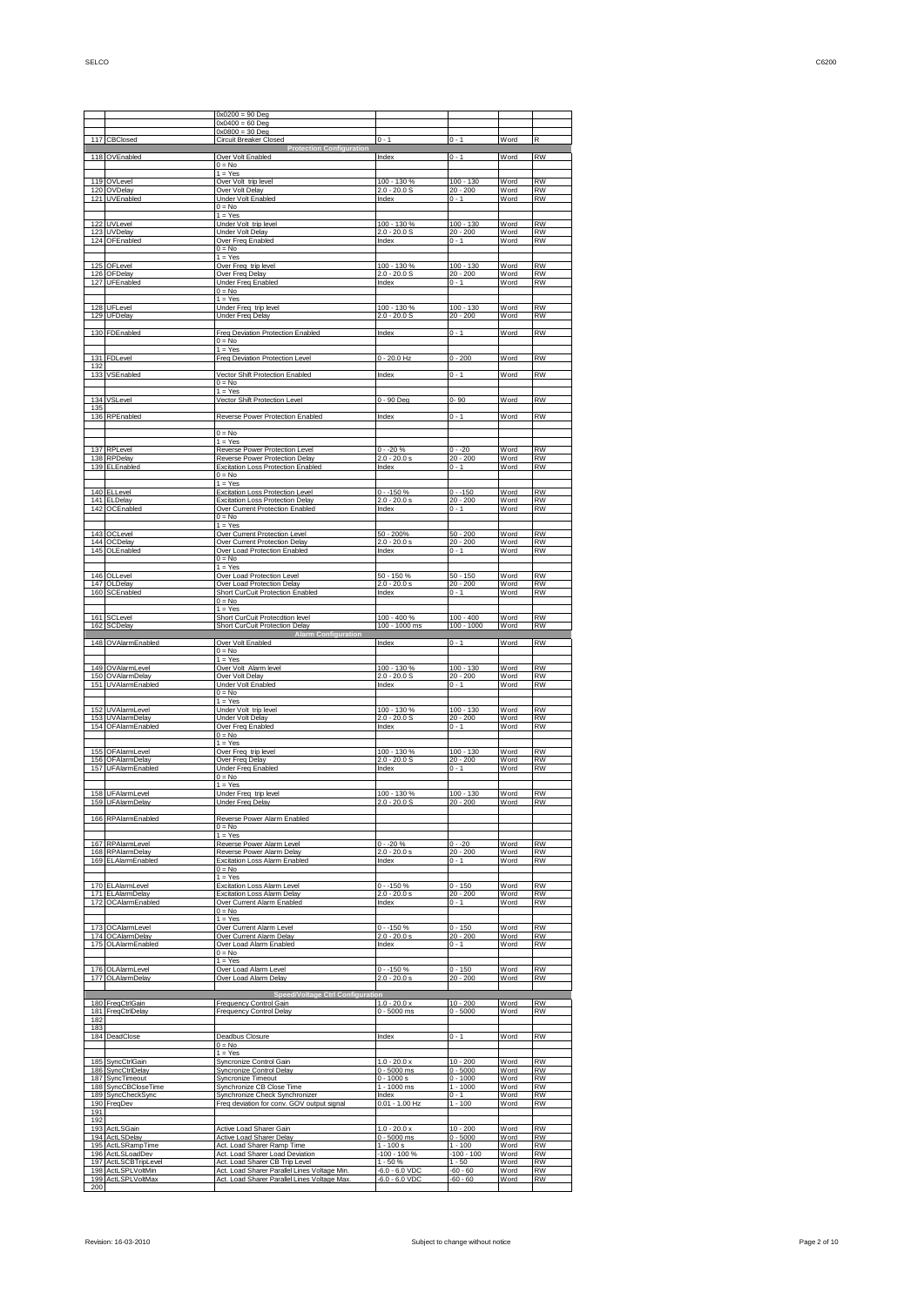| | | | | | | |
|---|---|---|---|---|---|---|
| | | 0x0200 = 90 Deg | | | | |
| | | 0x0400 = 60 Deg | | | | |
| | | 0x0800 = 30 Deg | | | | |
| 117 | CBClosed | Circuit Breaker Closed | 0 - 1 | 0 - 1 | Word | R |
| | | **Protection Configuration** | | | | |
| 118 | OVEnabled | Over Volt Enabled | Index | 0 - 1 | Word | RW |
| | | 0 = No | | | | |
| | | 1 = Yes | | | | |
| 119 | OVLevel | Over Volt trip level | 100 - 130 % | 100 - 130 | Word | RW |
| 120 | OVDelay | Over Volt Delay | 2.0 - 20.0 S | 20 - 200 | Word | RW |
| 121 | UVEnabled | Under Volt Enabled | Index | 0 - 1 | Word | RW |
| | | 0 = No | | | | |
| | | 1 = Yes | | | | |
| 122 | UVLevel | Under Volt trip level | 100 - 130 % | 100 - 130 | Word | RW |
| 123 | UVDelay | Under Volt Delay | 2.0 - 20.0 S | 20 - 200 | Word | RW |
| 124 | OFEnabled | Over Freq Enabled | Index | 0 - 1 | Word | RW |
| | | 0 = No | | | | |
| | | 1 = Yes | | | | |
| 125 | OFLevel | Over Freq trip level | 100 - 130 % | 100 - 130 | Word | RW |
| 126 | OFDelay | Over Freq Delay | 2.0 - 20.0 S | 20 - 200 | Word | RW |
| 127 | UFEnabled | Under Freq Enabled | Index | 0 - 1 | Word | RW |
| | | 0 = No | | | | |
| | | 1 = Yes | | | | |
| 128 | UFLevel | Under Freq trip level | 100 - 130 % | 100 - 130 | Word | RW |
| 129 | UFDelay | Under Freq Delay | 2.0 - 20.0 S | 20 - 200 | Word | RW |
| 130 | FDEnabled | Freq Deviation Protection Enabled | Index | 0 - 1 | Word | RW |
| | | 0 = No | | | | |
| | | 1 = Yes | | | | |
| 131 | FDLevel | Freq Deviation Protection Level | 0 - 20.0 Hz | 0 - 200 | Word | RW |
| 132 | | | | | | |
| 133 | VSEnabled | Vector Shift Protection Enabled | Index | 0 - 1 | Word | RW |
| | | 0 = No | | | | |
| | | 1 = Yes | | | | |
| 134 | VSLevel | Vector Shift Protection Level | 0 - 90 Deg | 0- 90 | Word | RW |
| 135 | | | | | | |
| 136 | RPEnabled | Reverse Power Protection Enabled | Index | 0 - 1 | Word | RW |
| | | 0 = No | | | | |
| | | 1 = Yes | | | | |
| 137 | RPLevel | Reverse Power Protection Level | 0 - -20 % | 0 - -20 | Word | RW |
| 138 | RPDelay | Reverse Power Protection Delay | 2.0 - 20.0 s | 20 - 200 | Word | RW |
| 139 | ELEnabled | Excitation Loss Protection Enabled | Index | 0 - 1 | Word | RW |
| | | 0 = No | | | | |
| | | 1 = Yes | | | | |
| 140 | ELLevel | Excitation Loss Protection Level | 0 - -150 % | 0 - -150 | Word | RW |
| 141 | ELDelay | Excitation Loss Protection Delay | 2.0 - 20.0 s | 20 - 200 | Word | RW |
| 142 | OCEnabled | Over Current Protection Enabled | Index | 0 - 1 | Word | RW |
| | | 0 = No | | | | |
| | | 1 = Yes | | | | |
| 143 | OCLevel | Over Current Protection Level | 50 - 200% | 50 - 200 | Word | RW |
| 144 | OCDelay | Over Current Protection Delay | 2.0 - 20.0 s | 20 - 200 | Word | RW |
| 145 | OLEnabled | Over Load Protection Enabled | Index | 0 - 1 | Word | RW |
| | | 0 = No | | | | |
| | | 1 = Yes | | | | |
| 146 | OLLevel | Over Load Protection Level | 50 - 150 % | 50 - 150 | Word | RW |
| 147 | OLDelay | Over Load Protection Delay | 2.0 - 20.0 s | 20 - 200 | Word | RW |
| 160 | SCEnabled | Short CurCuit Protection Enabled | Index | 0 - 1 | Word | RW |
| | | 0 = No | | | | |
| | | 1 = Yes | | | | |
| 161 | SCLevel | Short CurCuit Protecdtion level | 100 - 400 % | 100 - 400 | Word | RW |
| 162 | SCDelay | Short CurCuit Protection Delay | 100 - 1000 ms | 100 - 1000 | Word | RW |
| | | **Alarm Configuration** | | | | |
| 148 | OVAlarmEnabled | Over Volt Enabled | Index | 0 - 1 | Word | RW |
| | | 0 = No | | | | |
| | | 1 = Yes | | | | |
| 149 | OVAlarmLevel | Over Volt Alarm level | 100 - 130 % | 100 - 130 | Word | RW |
| 150 | OVAlarmDelay | Over Volt Delay | 2.0 - 20.0 S | 20 - 200 | Word | RW |
| 151 | UVAlarmEnabled | Under Volt Enabled | Index | 0 - 1 | Word | RW |
| | | 0 = No | | | | |
| | | 1 = Yes | | | | |
| 152 | UVAlarmLevel | Under Volt trip level | 100 - 130 % | 100 - 130 | Word | RW |
| 153 | UVAlarmDelay | Under Volt Delay | 2.0 - 20.0 S | 20 - 200 | Word | RW |
| 154 | OFAlarmEnabled | Over Freq Enabled | Index | 0 - 1 | Word | RW |
| | | 0 = No | | | | |
| | | 1 = Yes | | | | |
| 155 | OFAlarmLevel | Over Freq trip level | 100 - 130 % | 100 - 130 | Word | RW |
| 156 | OFAlarmDelay | Over Freq Delay | 2.0 - 20.0 S | 20 - 200 | Word | RW |
| 157 | UFAlarmEnabled | Under Freq Enabled | Index | 0 - 1 | Word | RW |
| | | 0 = No | | | | |
| | | 1 = Yes | | | | |
| 158 | UFAlarmLevel | Under Freq trip level | 100 - 130 % | 100 - 130 | Word | RW |
| 159 | UFAlarmDelay | Under Freq Delay | 2.0 - 20.0 S | 20 - 200 | Word | RW |
| 166 | RPAlarmEnabled | Reverse Power Alarm Enabled | | | | |
| | | 0 = No | | | | |
| | | 1 = Yes | | | | |
| 167 | RPAlarmLevel | Reverse Power Alarm Level | 0 - -20 % | 0 - -20 | Word | RW |
| 168 | RPAlarmDelay | Reverse Power Alarm Delay | 2.0 - 20.0 s | 20 - 200 | Word | RW |
| 169 | ELAlarmEnabled | Excitation Loss Alarm Enabled | Index | 0 - 1 | Word | RW |
| | | 0 = No | | | | |
| | | 1 = Yes | | | | |
| 170 | ELAlarmLevel | Excitation Loss Alarm Level | 0 - -150 % | 0 - 150 | Word | RW |
| 171 | ELAlarmDelay | Excitation Loss Alarm Delay | 2.0 - 20.0 s | 20 - 200 | Word | RW |
| 172 | OCAlarmEnabled | Over Current Alarm Enabled | Index | 0 - 1 | Word | RW |
| | | 0 = No | | | | |
| | | 1 = Yes | | | | |
| 173 | OCAlarmLevel | Over Current Alarm Level | 0 - -150 % | 0 - 150 | Word | RW |
| 174 | OCAlarmDelay | Over Current Alarm Delay | 2.0 - 20.0 s | 20 - 200 | Word | RW |
| 175 | OLAlarmEnabled | Over Load Alarm Enabled | Index | 0 - 1 | Word | RW |
| | | 0 = No | | | | |
| | | 1 = Yes | | | | |
| 176 | OLAlarmLevel | Over Load Alarm Level | 0 - -150 % | 0 - 150 | Word | RW |
| 177 | OLAlarmDelay | Over Load Alarm Delay | 2.0 - 20.0 s | 20 - 200 | Word | RW |
| | | **Speed/Voltage Ctrl Configuration** | | | | |
| 180 | FreqCtrlGain | Frequency Control Gain | 1.0 - 20.0 x | 10 - 200 | Word | RW |
| 181 | FreqCtrlDelay | Frequency Control Delay | 0 - 5000 ms | 0 - 5000 | Word | RW |
| 182 | | | | | | |
| 183 | | | | | | |
| 184 | DeadClose | Deadbus Closure | Index | 0 - 1 | Word | RW |
| | | 0 = No | | | | |
| | | 1 = Yes | | | | |
| 185 | SyncCtrlGain | Syncronize Control Gain | 1.0 - 20.0 x | 10 - 200 | Word | RW |
| 186 | SyncCtrlDelay | Syncronize Control Delay | 0 - 5000 ms | 0 - 5000 | Word | RW |
| 187 | SyncTimeout | Syncronize Timeout | 0 - 1000 s | 0 - 1000 | Word | RW |
| 188 | SyncCBCloseTime | Synchronize CB Close Time | 1 - 1000 ms | 1 - 1000 | Word | RW |
| 189 | SyncCheckSync | Synchronize Check Synchronizer | Index | 0 - 1 | Word | RW |
| 190 | FreqDev | Freq deviation for conv. GOV output signal | 0.01 - 1.00 Hz | 1 - 100 | Word | RW |
| 191 | | | | | | |
| 192 | | | | | | |
| 193 | ActLSGain | Active Load Sharer Gain | 1.0 - 20.0 x | 10 - 200 | Word | RW |
| 194 | ActLSDelay | Active Load Sharer Delay | 0 - 5000 ms | 0 - 5000 | Word | RW |
| 195 | ActLSRampTime | Act. Load Sharer Ramp Time | 1 - 100 s | 1 - 100 | Word | RW |
| 196 | ActLSLoadDev | Act. Load Sharer Load Deviation | -100 - 100 % | -100 - 100 | Word | RW |
| 197 | ActLSCBTripLevel | Act. Load Sharer CB Trip Level | 1 - 50 % | 1 - 50 | Word | RW |
| 198 | ActLSPLVoltMin | Act. Load Sharer Parallel Lines Voltage Min. | -6.0 - 6.0 VDC | -60 - 60 | Word | RW |
| 199 | ActLSPLVoltMax | Act. Load Sharer Parallel Lines Voltage Max. | -6.0 - 6.0 VDC | -60 - 60 | Word | RW |
| 200 | | | | | | |

Revision: 16-03-2010 Subject to change without notice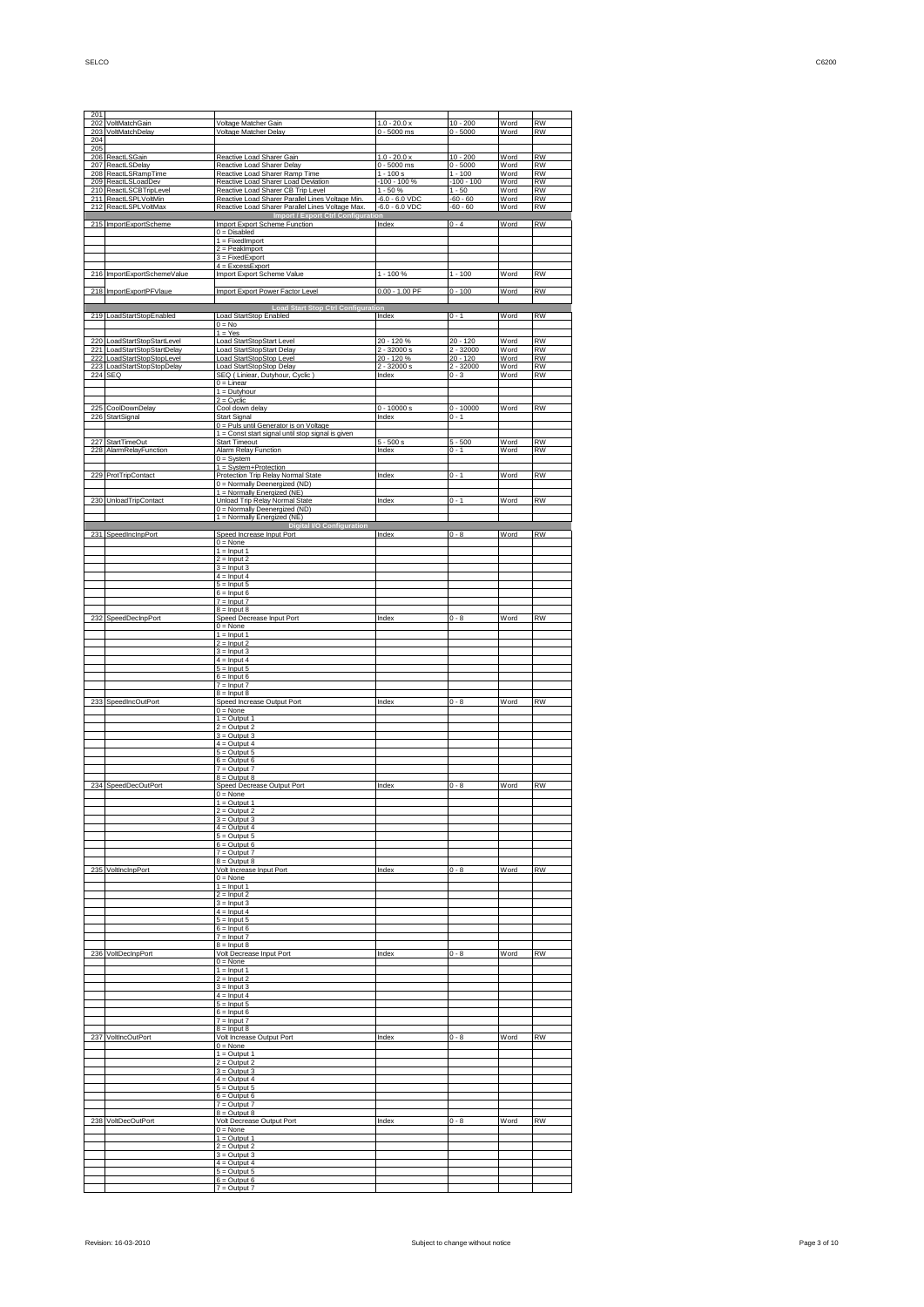| | | | | | | |
|---|---|---|---|---|---|---|
| 201 | | | | | | |
| 202 | VoltMatchGain | Voltage Matcher Gain | 1.0 - 20.0 x | 10 - 200 | Word | RW |
| 203 | VoltMatchDelay | Voltage Matcher Delay | 0 - 5000 ms | 0 - 5000 | Word | RW |
| 204 | | | | | | |
| 205 | | | | | | |
| 206 | ReactLSGain | Reactive Load Sharer Gain | 1.0 - 20.0 x | 10 - 200 | Word | RW |
| 207 | ReactLSDelay | Reactive Load Sharer Delay | 0 - 5000 ms | 0 - 5000 | Word | RW |
| 208 | ReactLSRampTime | Reactive Load Sharer Ramp Time | 1 - 100 s | 1 - 100 | Word | RW |
| 209 | ReactLSLoadDev | Reactive Load Sharer Load Deviation | -100 - 100 % | -100 - 100 | Word | RW |
| 210 | ReactLSCBTripLevel | Reactive Load Sharer CB Trip Level | 1 - 50 % | 1 - 50 | Word | RW |
| 211 | ReactLSPLVoltMin | Reactive Load Sharer Parallel Lines Voltage Min. | -6.0 - 6.0 VDC | -60 - 60 | Word | RW |
| 212 | ReactLSPLVoltMax | Reactive Load Sharer Parallel Lines Voltage Max. | -6.0 - 6.0 VDC | -60 - 60 | Word | RW |
| | | **Import / Export Ctrl Configuration** | | | | |
| 215 | ImportExportScheme | Import Export Scheme Function | Index | 0 - 4 | Word | RW |
| | | 0 = Disabled | | | | |
| | | 1 = FixedImport | | | | |
| | | 2 = PeakImport | | | | |
| | | 3 = FixedExport | | | | |
| | | 4 = ExcessExport | | | | |
| 216 | ImportExportSchemeValue | Import Export Scheme Value | 1 - 100 % | 1 - 100 | Word | RW |
| | | | | | | |
| 218 | ImportExportPFVlaue | Import Export Power Factor Level | 0.00 - 1.00 PF | 0 - 100 | Word | RW |
| | | | | | | |
| | | **Load Start Stop Ctrl Configuration** | | | | |
| 219 | LoadStartStopEnabled | Load StartStop Enabled | Index | 0 - 1 | Word | RW |
| | | 0 = No | | | | |
| | | 1 = Yes | | | | |
| 220 | LoadStartStopStartLevel | Load StartStopStart Level | 20 - 120 % | 20 - 120 | Word | RW |
| 221 | LoadStartStopStartDelay | Load StartStopStart Delay | 2 - 32000 s | 2 - 32000 | Word | RW |
| 222 | LoadStartStopStopLevel | Load StartStopStop Level | 20 - 120 % | 20 - 120 | Word | RW |
| 223 | LoadStartStopStopDelay | Load StartStopStop Delay | 2 - 32000 s | 2 - 32000 | Word | RW |
| 224 | SEQ | SEQ ( Liniear, Dutyhour, Cyclic ) | Index | 0 - 3 | Word | RW |
| | | 0 = Linear | | | | |
| | | 1 = Dutyhour | | | | |
| | | 2 = Cyclic | | | | |
| 225 | CoolDownDelay | Cool down delay | 0 - 10000 s | 0 - 10000 | Word | RW |
| 226 | StartSignal | Start Signal | Index | 0 - 1 | | |
| | | 0 = Puls until Generator is on Voltage | | | | |
| | | 1 = Const start signal until stop signal is given | | | | |
| 227 | StartTimeOut | Start Timeout | 5 - 500 s | 5 - 500 | Word | RW |
| 228 | AlarmRelayFunction | Alarm Relay Function | Index | 0 - 1 | Word | RW |
| | | 0 = System | | | | |
| | | 1 = System+Protection | | | | |
| 229 | ProtTripContact | Protection Trip Relay Normal State | Index | 0 - 1 | Word | RW |
| | | 0 = Normally Deenergized (ND) | | | | |
| | | 1 = Normally Energized (NE) | | | | |
| 230 | UnloadTripContact | Unload Trip Relay Normal State | Index | 0 - 1 | Word | RW |
| | | 0 = Normally Deenergized (ND) | | | | |
| | | 1 = Normally Energized (NE) | | | | |
| | | **Digital I/O Configuration** | | | | |
| 231 | SpeedIncInpPort | Speed Increase Input Port | Index | 0 - 8 | Word | RW |
| | | 0 = None | | | | |
| | | 1 = Input 1 | | | | |
| | | 2 = Input 2 | | | | |
| | | 3 = Input 3 | | | | |
| | | 4 = Input 4 | | | | |
| | | 5 = Input 5 | | | | |
| | | 6 = Input 6 | | | | |
| | | 7 = Input 7 | | | | |
| | | 8 = Input 8 | | | | |
| 232 | SpeedDecInpPort | Speed Decrease Input Port | Index | 0 - 8 | Word | RW |
| | | 0 = None | | | | |
| | | 1 = Input 1 | | | | |
| | | 2 = Input 2 | | | | |
| | | 3 = Input 3 | | | | |
| | | 4 = Input 4 | | | | |
| | | 5 = Input 5 | | | | |
| | | 6 = Input 6 | | | | |
| | | 7 = Input 7 | | | | |
| | | 8 = Input 8 | | | | |
| 233 | SpeedIncOutPort | Speed Increase Output Port | Index | 0 - 8 | Word | RW |
| | | 0 = None | | | | |
| | | 1 = Output 1 | | | | |
| | | 2 = Output 2 | | | | |
| | | 3 = Output 3 | | | | |
| | | 4 = Output 4 | | | | |
| | | 5 = Output 5 | | | | |
| | | 6 = Output 6 | | | | |
| | | 7 = Output 7 | | | | |
| | | 8 = Output 8 | | | | |
| 234 | SpeedDecOutPort | Speed Decrease Output Port | Index | 0 - 8 | Word | RW |
| | | 0 = None | | | | |
| | | 1 = Output 1 | | | | |
| | | 2 = Output 2 | | | | |
| | | 3 = Output 3 | | | | |
| | | 4 = Output 4 | | | | |
| | | 5 = Output 5 | | | | |
| | | 6 = Output 6 | | | | |
| | | 7 = Output 7 | | | | |
| | | 8 = Output 8 | | | | |
| 235 | VoltIncInpPort | Volt Increase Input Port | Index | 0 - 8 | Word | RW |
| | | 0 = None | | | | |
| | | 1 = Input 1 | | | | |
| | | 2 = Input 2 | | | | |
| | | 3 = Input 3 | | | | |
| | | 4 = Input 4 | | | | |
| | | 5 = Input 5 | | | | |
| | | 6 = Input 6 | | | | |
| | | 7 = Input 7 | | | | |
| | | 8 = Input 8 | | | | |
| 236 | VoltDecInpPort | Volt Decrease Input Port | Index | 0 - 8 | Word | RW |
| | | 0 = None | | | | |
| | | 1 = Input 1 | | | | |
| | | 2 = Input 2 | | | | |
| | | 3 = Input 3 | | | | |
| | | 4 = Input 4 | | | | |
| | | 5 = Input 5 | | | | |
| | | 6 = Input 6 | | | | |
| | | 7 = Input 7 | | | | |
| | | 8 = Input 8 | | | | |
| 237 | VoltIncOutPort | Volt Increase Output Port | Index | 0 - 8 | Word | RW |
| | | 0 = None | | | | |
| | | 1 = Output 1 | | | | |
| | | 2 = Output 2 | | | | |
| | | 3 = Output 3 | | | | |
| | | 4 = Output 4 | | | | |
| | | 5 = Output 5 | | | | |
| | | 6 = Output 6 | | | | |
| | | 7 = Output 7 | | | | |
| | | 8 = Output 8 | | | | |
| 238 | VoltDecOutPort | Volt Decrease Output Port | Index | 0 - 8 | Word | RW |
| | | 0 = None | | | | |
| | | 1 = Output 1 | | | | |
| | | 2 = Output 2 | | | | |
| | | 3 = Output 3 | | | | |
| | | 4 = Output 4 | | | | |
| | | 5 = Output 5 | | | | |
| | | 6 = Output 6 | | | | |
| | | 7 = Output 7 | | | | |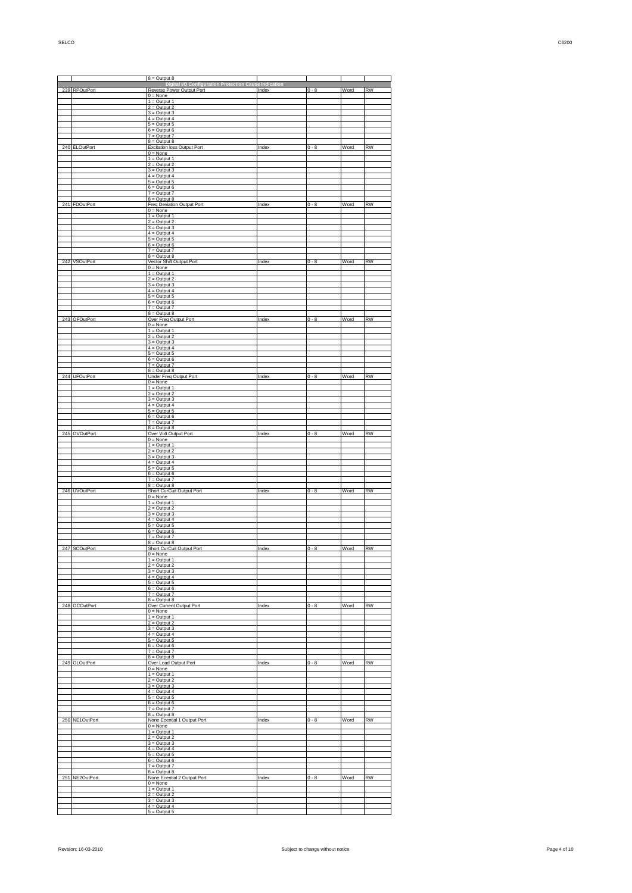| | | 8 = Output 8 | | | | |
|---|---|---|---|---|---|---|
| | | **Digital I/O Configuration Protection Cause Indication** | | | | |
| 239 | RPOutPort | Reverse Power Output Port | Index | 0 - 8 | Word | RW |
| | | 0 = None | | | | |
| | | 1 = Output 1 | | | | |
| | | 2 = Output 2 | | | | |
| | | 3 = Output 3 | | | | |
| | | 4 = Output 4 | | | | |
| | | 5 = Output 5 | | | | |
| | | 6 = Output 6 | | | | |
| | | 7 = Output 7 | | | | |
| | | 8 = Output 8 | | | | |
| 240 | ELOutPort | Excitation loss Output Port | Index | 0 - 8 | Word | RW |
| | | 0 = None | | | | |
| | | 1 = Output 1 | | | | |
| | | 2 = Output 2 | | | | |
| | | 3 = Output 3 | | | | |
| | | 4 = Output 4 | | | | |
| | | 5 = Output 5 | | | | |
| | | 6 = Output 6 | | | | |
| | | 7 = Output 7 | | | | |
| | | 8 = Output 8 | | | | |
| 241 | FDOutPort | Freq Deviation Output Port | Index | 0 - 8 | Word | RW |
| | | 0 = None | | | | |
| | | 1 = Output 1 | | | | |
| | | 2 = Output 2 | | | | |
| | | 3 = Output 3 | | | | |
| | | 4 = Output 4 | | | | |
| | | 5 = Output 5 | | | | |
| | | 6 = Output 6 | | | | |
| | | 7 = Output 7 | | | | |
| | | 8 = Output 8 | | | | |
| 242 | VSOutPort | Vector Shift Output Port | Index | 0 - 8 | Word | RW |
| | | 0 = None | | | | |
| | | 1 = Output 1 | | | | |
| | | 2 = Output 2 | | | | |
| | | 3 = Output 3 | | | | |
| | | 4 = Output 4 | | | | |
| | | 5 = Output 5 | | | | |
| | | 6 = Output 6 | | | | |
| | | 7 = Output 7 | | | | |
| | | 8 = Output 8 | | | | |
| 243 | OFOutPort | Over Freq Output Port | Index | 0 - 8 | Word | RW |
| | | 0 = None | | | | |
| | | 1 = Output 1 | | | | |
| | | 2 = Output 2 | | | | |
| | | 3 = Output 3 | | | | |
| | | 4 = Output 4 | | | | |
| | | 5 = Output 5 | | | | |
| | | 6 = Output 6 | | | | |
| | | 7 = Output 7 | | | | |
| | | 8 = Output 8 | | | | |
| 244 | UFOutPort | Under Freq Output Port | Index | 0 - 8 | Word | RW |
| | | 0 = None | | | | |
| | | 1 = Output 1 | | | | |
| | | 2 = Output 2 | | | | |
| | | 3 = Output 3 | | | | |
| | | 4 = Output 4 | | | | |
| | | 5 = Output 5 | | | | |
| | | 6 = Output 6 | | | | |
| | | 7 = Output 7 | | | | |
| | | 8 = Output 8 | | | | |
| 245 | OVOutPort | Over Volt Output Port | Index | 0 - 8 | Word | RW |
| | | 0 = None | | | | |
| | | 1 = Output 1 | | | | |
| | | 2 = Output 2 | | | | |
| | | 3 = Output 3 | | | | |
| | | 4 = Output 4 | | | | |
| | | 5 = Output 5 | | | | |
| | | 6 = Output 6 | | | | |
| | | 7 = Output 7 | | | | |
| | | 8 = Output 8 | | | | |
| 246 | UVOutPort | Short CurCuit Output Port | Index | 0 - 8 | Word | RW |
| | | 0 = None | | | | |
| | | 1 = Output 1 | | | | |
| | | 2 = Output 2 | | | | |
| | | 3 = Output 3 | | | | |
| | | 4 = Output 4 | | | | |
| | | 5 = Output 5 | | | | |
| | | 6 = Output 6 | | | | |
| | | 7 = Output 7 | | | | |
| | | 8 = Output 8 | | | | |
| 247 | SCOutPort | Short CurCuit Output Port | Index | 0 - 8 | Word | RW |
| | | 0 = None | | | | |
| | | 1 = Output 1 | | | | |
| | | 2 = Output 2 | | | | |
| | | 3 = Output 3 | | | | |
| | | 4 = Output 4 | | | | |
| | | 5 = Output 5 | | | | |
| | | 6 = Output 6 | | | | |
| | | 7 = Output 7 | | | | |
| | | 8 = Output 8 | | | | |
| 248 | OCOutPort | Over Current Output Port | Index | 0 - 8 | Word | RW |
| | | 0 = None | | | | |
| | | 1 = Output 1 | | | | |
| | | 2 = Output 2 | | | | |
| | | 3 = Output 3 | | | | |
| | | 4 = Output 4 | | | | |
| | | 5 = Output 5 | | | | |
| | | 6 = Output 6 | | | | |
| | | 7 = Output 7 | | | | |
| | | 8 = Output 8 | | | | |
| 249 | OLOutPort | Over Load Output Port | Index | 0 - 8 | Word | RW |
| | | 0 = None | | | | |
| | | 1 = Output 1 | | | | |
| | | 2 = Output 2 | | | | |
| | | 3 = Output 3 | | | | |
| | | 4 = Output 4 | | | | |
| | | 5 = Output 5 | | | | |
| | | 6 = Output 6 | | | | |
| | | 7 = Output 7 | | | | |
| | | 8 = Output 8 | | | | |
| 250 | NE1OutPort | None Ecential 1 Output Port | Index | 0 - 8 | Word | RW |
| | | 0 = None | | | | |
| | | 1 = Output 1 | | | | |
| | | 2 = Output 2 | | | | |
| | | 3 = Output 3 | | | | |
| | | 4 = Output 4 | | | | |
| | | 5 = Output 5 | | | | |
| | | 6 = Output 6 | | | | |
| | | 7 = Output 7 | | | | |
| | | 8 = Output 8 | | | | |
| 251 | NE2OutPort | None Ecential 2 Output Port | Index | 0 - 8 | Word | RW |
| | | 0 = None | | | | |
| | | 1 = Output 1 | | | | |
| | | 2 = Output 2 | | | | |
| | | 3 = Output 3 | | | | |
| | | 4 = Output 4 | | | | |
| | | 5 = Output 5 | | | | |

Revision: 16-03-2010 — Subject to change without notice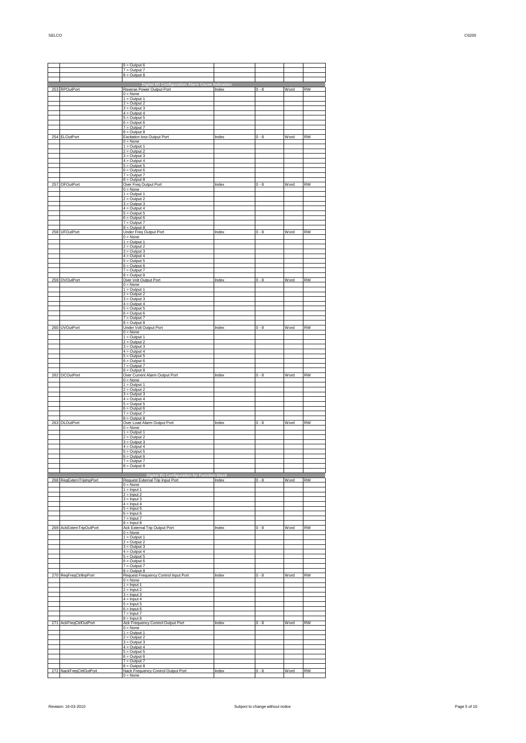| | | | | | | |
|---|---|---|---|---|---|---|
| | | 6 = Output 6 | | | | |
| | | 7 = Output 7 | | | | |
| | | 8 = Output 8 | | | | |
| | | | | | | |
| | | **Digital I/O Configuration Alarm Cause Indication** | | | | |
| 253 | RPOutPort | Reverse Power Output Port | Index | 0 - 8 | Word | RW |
| | | 0 = None | | | | |
| | | 1 = Output 1 | | | | |
| | | 2 = Output 2 | | | | |
| | | 3 = Output 3 | | | | |
| | | 4 = Output 4 | | | | |
| | | 5 = Output 5 | | | | |
| | | 6 = Output 6 | | | | |
| | | 7 = Output 7 | | | | |
| | | 8 = Output 8 | | | | |
| 254 | ELOutPort | Excitation loss Output Port | Index | 0 - 8 | Word | RW |
| | | 0 = None | | | | |
| | | 1 = Output 1 | | | | |
| | | 2 = Output 2 | | | | |
| | | 3 = Output 3 | | | | |
| | | 4 = Output 4 | | | | |
| | | 5 = Output 5 | | | | |
| | | 6 = Output 6 | | | | |
| | | 7 = Output 7 | | | | |
| | | 8 = Output 8 | | | | |
| 257 | OFOutPort | Over Freq Output Port | Index | 0 - 8 | Word | RW |
| | | 0 = None | | | | |
| | | 1 = Output 1 | | | | |
| | | 2 = Output 2 | | | | |
| | | 3 = Output 3 | | | | |
| | | 4 = Output 4 | | | | |
| | | 5 = Output 5 | | | | |
| | | 6 = Output 6 | | | | |
| | | 7 = Output 7 | | | | |
| | | 8 = Output 8 | | | | |
| 258 | UFOutPort | Under Freq Output Port | Index | 0 - 8 | Word | RW |
| | | 0 = None | | | | |
| | | 1 = Output 1 | | | | |
| | | 2 = Output 2 | | | | |
| | | 3 = Output 3 | | | | |
| | | 4 = Output 4 | | | | |
| | | 5 = Output 5 | | | | |
| | | 6 = Output 6 | | | | |
| | | 7 = Output 7 | | | | |
| | | 8 = Output 8 | | | | |
| 259 | OVOutPort | Over Volt Output Port | Index | 0 - 8 | Word | RW |
| | | 0 = None | | | | |
| | | 1 = Output 1 | | | | |
| | | 2 = Output 2 | | | | |
| | | 3 = Output 3 | | | | |
| | | 4 = Output 4 | | | | |
| | | 5 = Output 5 | | | | |
| | | 6 = Output 6 | | | | |
| | | 7 = Output 7 | | | | |
| | | 8 = Output 8 | | | | |
| 260 | UVOutPort | Under Volt Output Port | Index | 0 - 8 | Word | RW |
| | | 0 = None | | | | |
| | | 1 = Output 1 | | | | |
| | | 2 = Output 2 | | | | |
| | | 3 = Output 3 | | | | |
| | | 4 = Output 4 | | | | |
| | | 5 = Output 5 | | | | |
| | | 6 = Output 6 | | | | |
| | | 7 = Output 7 | | | | |
| | | 8 = Output 8 | | | | |
| 262 | OCOutPort | Over Current Alarm Output Port | Index | 0 - 8 | Word | RW |
| | | 0 = None | | | | |
| | | 1 = Output 1 | | | | |
| | | 2 = Output 2 | | | | |
| | | 3 = Output 3 | | | | |
| | | 4 = Output 4 | | | | |
| | | 5 = Output 5 | | | | |
| | | 6 = Output 6 | | | | |
| | | 7 = Output 7 | | | | |
| | | 8 = Output 8 | | | | |
| 263 | OLOutPort | Over Load Alarm Output Port | Index | 0 - 8 | Word | RW |
| | | 0 = None | | | | |
| | | 1 = Output 1 | | | | |
| | | 2 = Output 2 | | | | |
| | | 3 = Output 3 | | | | |
| | | 4 = Output 4 | | | | |
| | | 5 = Output 5 | | | | |
| | | 6 = Output 6 | | | | |
| | | 7 = Output 7 | | | | |
| | | 8 = Output 8 | | | | |
| | | | | | | |
| | | **Digital I/O Configuration for Function block** | | | | |
| 268 | ReqExternTripInpPort | Request External Trip Input Port | Index | 0 - 8 | Word | RW |
| | | 0 = None | | | | |
| | | 1 = Input 1 | | | | |
| | | 2 = Input 2 | | | | |
| | | 3 = Input 3 | | | | |
| | | 4 = Input 4 | | | | |
| | | 5 = Input 5 | | | | |
| | | 6 = Input 6 | | | | |
| | | 7 = Input 7 | | | | |
| | | 8 = Input 8 | | | | |
| 269 | AckExternTripOutPort | Ack External Trip Output Port | Index | 0 - 8 | Word | RW |
| | | 0 = None | | | | |
| | | 1 = Output 1 | | | | |
| | | 2 = Output 2 | | | | |
| | | 3 = Output 3 | | | | |
| | | 4 = Output 4 | | | | |
| | | 5 = Output 5 | | | | |
| | | 6 = Output 6 | | | | |
| | | 7 = Output 7 | | | | |
| | | 8 = Output 8 | | | | |
| 270 | ReqFreqCtrlInpPort | Request Frequency Control Input Port | Index | 0 - 8 | Word | RW |
| | | 0 = None | | | | |
| | | 1 = Input 1 | | | | |
| | | 2 = Input 2 | | | | |
| | | 3 = Input 3 | | | | |
| | | 4 = Input 4 | | | | |
| | | 5 = Input 5 | | | | |
| | | 6 = Input 6 | | | | |
| | | 7 = Input 7 | | | | |
| | | 8 = Input 8 | | | | |
| 271 | AckFreqCtrlOutPort | Ack Frequency Control Output Port | Index | 0 - 8 | Word | RW |
| | | 0 = None | | | | |
| | | 1 = Output 1 | | | | |
| | | 2 = Output 2 | | | | |
| | | 3 = Output 3 | | | | |
| | | 4 = Output 4 | | | | |
| | | 5 = Output 5 | | | | |
| | | 6 = Output 6 | | | | |
| | | 7 = Output 7 | | | | |
| | | 8 = Output 8 | | | | |
| 272 | NackFreqCtrlOutPort | Nack Frequency Control Output Port | Index | 0 - 8 | Word | RW |
| | | 0 = None | | | | |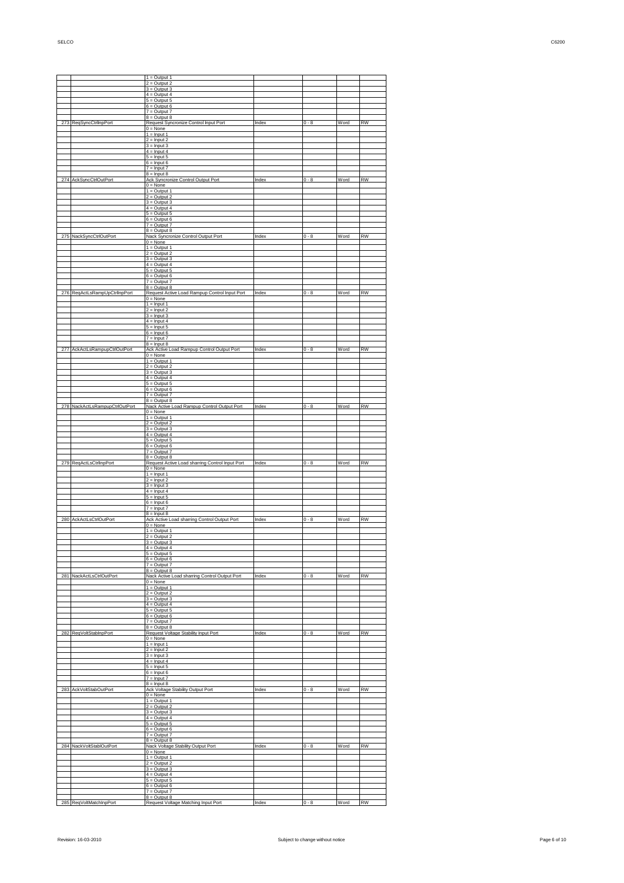| | | | | | | |
|---|---|---|---|---|---|---|
| | | 1 = Output 1 | | | | |
| | | 2 = Output 2 | | | | |
| | | 3 = Output 3 | | | | |
| | | 4 = Output 4 | | | | |
| | | 5 = Output 5 | | | | |
| | | 6 = Output 6 | | | | |
| | | 7 = Output 7 | | | | |
| | | 8 = Output 8 | | | | |
| 273 | ReqSyncCtrlInpPort | Request Syncronize Control Input Port | Index | 0 - 8 | Word | RW |
| | | 0 = None | | | | |
| | | 1 = Input 1 | | | | |
| | | 2 = Input 2 | | | | |
| | | 3 = Input 3 | | | | |
| | | 4 = Input 4 | | | | |
| | | 5 = Input 5 | | | | |
| | | 6 = Input 6 | | | | |
| | | 7 = Input 7 | | | | |
| | | 8 = Input 8 | | | | |
| 274 | AckSyncCtrlOutPort | Ack Syncronize Control Output Port | Index | 0 - 8 | Word | RW |
| | | 0 = None | | | | |
| | | 1 = Output 1 | | | | |
| | | 2 = Output 2 | | | | |
| | | 3 = Output 3 | | | | |
| | | 4 = Output 4 | | | | |
| | | 5 = Output 5 | | | | |
| | | 6 = Output 6 | | | | |
| | | 7 = Output 7 | | | | |
| | | 8 = Output 8 | | | | |
| 275 | NackSyncCtrlOutPort | Nack Syncronize Control Output Port | Index | 0 - 8 | Word | RW |
| | | 0 = None | | | | |
| | | 1 = Output 1 | | | | |
| | | 2 = Output 2 | | | | |
| | | 3 = Output 3 | | | | |
| | | 4 = Output 4 | | | | |
| | | 5 = Output 5 | | | | |
| | | 6 = Output 6 | | | | |
| | | 7 = Output 7 | | | | |
| | | 8 = Output 8 | | | | |
| 276 | ReqActLsRampUpCtrlInpPort | Request Active Load Rampup Control Input Port | Index | 0 - 8 | Word | RW |
| | | 0 = None | | | | |
| | | 1 = Input 1 | | | | |
| | | 2 = Input 2 | | | | |
| | | 3 = Input 3 | | | | |
| | | 4 = Input 4 | | | | |
| | | 5 = Input 5 | | | | |
| | | 6 = Input 6 | | | | |
| | | 7 = Input 7 | | | | |
| | | 8 = Input 8 | | | | |
| 277 | AckActLsRampupCtrlOutPort | Ack Active Load Rampup Control Output Port | Index | 0 - 8 | Word | RW |
| | | 0 = None | | | | |
| | | 1 = Output 1 | | | | |
| | | 2 = Output 2 | | | | |
| | | 3 = Output 3 | | | | |
| | | 4 = Output 4 | | | | |
| | | 5 = Output 5 | | | | |
| | | 6 = Output 6 | | | | |
| | | 7 = Output 7 | | | | |
| | | 8 = Output 8 | | | | |
| 278 | NackActLsRampupCtrlOutPort | Nack Active Load Rampup Control Output Port | Index | 0 - 8 | Word | RW |
| | | 0 = None | | | | |
| | | 1 = Output 1 | | | | |
| | | 2 = Output 2 | | | | |
| | | 3 = Output 3 | | | | |
| | | 4 = Output 4 | | | | |
| | | 5 = Output 5 | | | | |
| | | 6 = Output 6 | | | | |
| | | 7 = Output 7 | | | | |
| | | 8 = Output 8 | | | | |
| 279 | ReqActLsCtrlInpPort | Request Active Load sharring Control Input Port | Index | 0 - 8 | Word | RW |
| | | 0 = None | | | | |
| | | 1 = Input 1 | | | | |
| | | 2 = Input 2 | | | | |
| | | 3 = Input 3 | | | | |
| | | 4 = Input 4 | | | | |
| | | 5 = Input 5 | | | | |
| | | 6 = Input 6 | | | | |
| | | 7 = Input 7 | | | | |
| | | 8 = Input 8 | | | | |
| 280 | AckActLsCtrlOutPort | Ack Active Load sharring Control Output Port | Index | 0 - 8 | Word | RW |
| | | 0 = None | | | | |
| | | 1 = Output 1 | | | | |
| | | 2 = Output 2 | | | | |
| | | 3 = Output 3 | | | | |
| | | 4 = Output 4 | | | | |
| | | 5 = Output 5 | | | | |
| | | 6 = Output 6 | | | | |
| | | 7 = Output 7 | | | | |
| | | 8 = Output 8 | | | | |
| 281 | NackActLsCtrlOutPort | Nack Active Load sharring Control Output Port | Index | 0 - 8 | Word | RW |
| | | 0 = None | | | | |
| | | 1 = Output 1 | | | | |
| | | 2 = Output 2 | | | | |
| | | 3 = Output 3 | | | | |
| | | 4 = Output 4 | | | | |
| | | 5 = Output 5 | | | | |
| | | 6 = Output 6 | | | | |
| | | 7 = Output 7 | | | | |
| | | 8 = Output 8 | | | | |
| 282 | ReqVoltStabInpPort | Request Voltage Stability Input Port | Index | 0 - 8 | Word | RW |
| | | 0 = None | | | | |
| | | 1 = Input 1 | | | | |
| | | 2 = Input 2 | | | | |
| | | 3 = Input 3 | | | | |
| | | 4 = Input 4 | | | | |
| | | 5 = Input 5 | | | | |
| | | 6 = Input 6 | | | | |
| | | 7 = Input 7 | | | | |
| | | 8 = Input 8 | | | | |
| 283 | AckVoltStabOutPort | Ack Voltage Stability Output Port | Index | 0 - 8 | Word | RW |
| | | 0 = None | | | | |
| | | 1 = Output 1 | | | | |
| | | 2 = Output 2 | | | | |
| | | 3 = Output 3 | | | | |
| | | 4 = Output 4 | | | | |
| | | 5 = Output 5 | | | | |
| | | 6 = Output 6 | | | | |
| | | 7 = Output 7 | | | | |
| | | 8 = Output 8 | | | | |
| 284 | NackVoltStablOutPort | Nack Voltage Stability Output Port | Index | 0 - 8 | Word | RW |
| | | 0 = None | | | | |
| | | 1 = Output 1 | | | | |
| | | 2 = Output 2 | | | | |
| | | 3 = Output 3 | | | | |
| | | 4 = Output 4 | | | | |
| | | 5 = Output 5 | | | | |
| | | 6 = Output 6 | | | | |
| | | 7 = Output 7 | | | | |
| | | 8 = Output 8 | | | | |
| 285 | ReqVoltMatchInpPort | Request Voltage Matching Input Port | Index | 0 - 8 | Word | RW |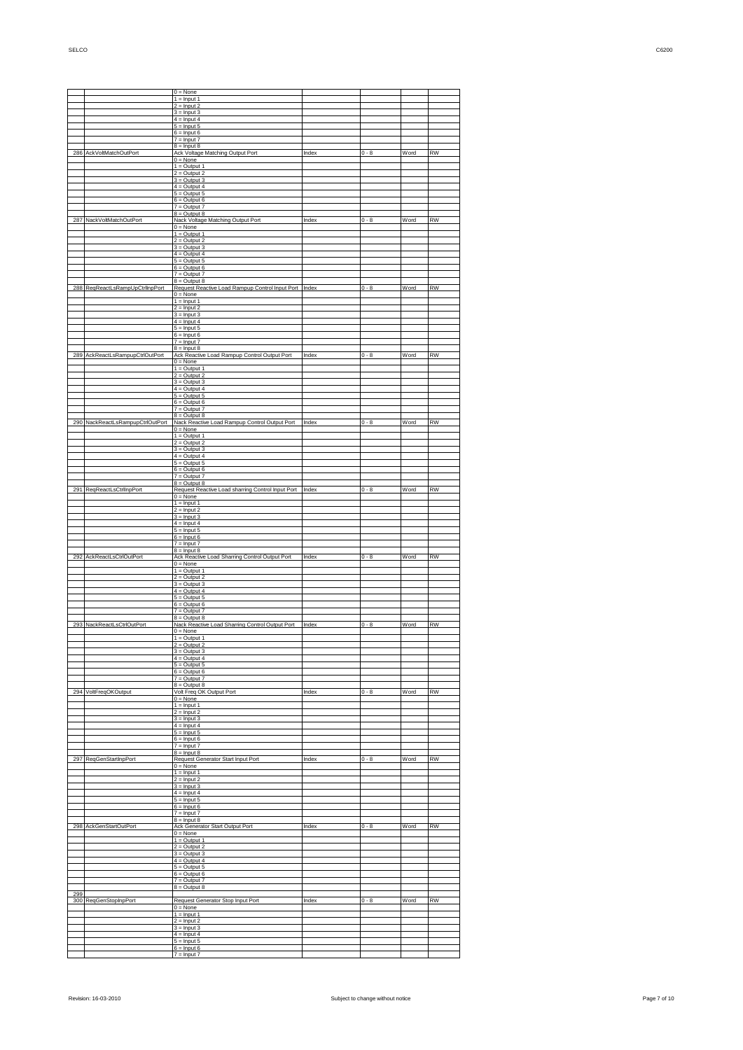| | | | | | | |
|---|---|---|---|---|---|---|
| | | 0 = None | | | | |
| | | 1 = Input 1 | | | | |
| | | 2 = Input 2 | | | | |
| | | 3 = Input 3 | | | | |
| | | 4 = Input 4 | | | | |
| | | 5 = Input 5 | | | | |
| | | 6 = Input 6 | | | | |
| | | 7 = Input 7 | | | | |
| | | 8 = Input 8 | | | | |
| 286 | AckVoltMatchOutPort | Ack Voltage Matching Output Port | Index | 0 - 8 | Word | RW |
| | | 0 = None | | | | |
| | | 1 = Output 1 | | | | |
| | | 2 = Output 2 | | | | |
| | | 3 = Output 3 | | | | |
| | | 4 = Output 4 | | | | |
| | | 5 = Output 5 | | | | |
| | | 6 = Output 6 | | | | |
| | | 7 = Output 7 | | | | |
| | | 8 = Output 8 | | | | |
| 287 | NackVoltMatchOutPort | Nack Voltage Matching Output Port | Index | 0 - 8 | Word | RW |
| | | 0 = None | | | | |
| | | 1 = Output 1 | | | | |
| | | 2 = Output 2 | | | | |
| | | 3 = Output 3 | | | | |
| | | 4 = Output 4 | | | | |
| | | 5 = Output 5 | | | | |
| | | 6 = Output 6 | | | | |
| | | 7 = Output 7 | | | | |
| | | 8 = Output 8 | | | | |
| 288 | ReqReactLsRampUpCtrlInpPort | Request Reactive Load Rampup Control Input Port | Index | 0 - 8 | Word | RW |
| | | 0 = None | | | | |
| | | 1 = Input 1 | | | | |
| | | 2 = Input 2 | | | | |
| | | 3 = Input 3 | | | | |
| | | 4 = Input 4 | | | | |
| | | 5 = Input 5 | | | | |
| | | 6 = Input 6 | | | | |
| | | 7 = Input 7 | | | | |
| | | 8 = Input 8 | | | | |
| 289 | AckReactLsRampupCtrlOutPort | Ack Reactive Load Rampup Control Output Port | Index | 0 - 8 | Word | RW |
| | | 0 = None | | | | |
| | | 1 = Output 1 | | | | |
| | | 2 = Output 2 | | | | |
| | | 3 = Output 3 | | | | |
| | | 4 = Output 4 | | | | |
| | | 5 = Output 5 | | | | |
| | | 6 = Output 6 | | | | |
| | | 7 = Output 7 | | | | |
| | | 8 = Output 8 | | | | |
| 290 | NackReactLsRampupCtrlOutPort | Nack Reactive Load Rampup Control Output Port | Index | 0 - 8 | Word | RW |
| | | 0 = None | | | | |
| | | 1 = Output 1 | | | | |
| | | 2 = Output 2 | | | | |
| | | 3 = Output 3 | | | | |
| | | 4 = Output 4 | | | | |
| | | 5 = Output 5 | | | | |
| | | 6 = Output 6 | | | | |
| | | 7 = Output 7 | | | | |
| | | 8 = Output 8 | | | | |
| 291 | ReqReactLsCtrlInpPort | Request Reactive Load sharring Control Input Port | Index | 0 - 8 | Word | RW |
| | | 0 = None | | | | |
| | | 1 = Input 1 | | | | |
| | | 2 = Input 2 | | | | |
| | | 3 = Input 3 | | | | |
| | | 4 = Input 4 | | | | |
| | | 5 = Input 5 | | | | |
| | | 6 = Input 6 | | | | |
| | | 7 = Input 7 | | | | |
| | | 8 = Input 8 | | | | |
| 292 | AckReactLsCtrlOutPort | Ack Reactive Load Sharring Control Output Port | Index | 0 - 8 | Word | RW |
| | | 0 = None | | | | |
| | | 1 = Output 1 | | | | |
| | | 2 = Output 2 | | | | |
| | | 3 = Output 3 | | | | |
| | | 4 = Output 4 | | | | |
| | | 5 = Output 5 | | | | |
| | | 6 = Output 6 | | | | |
| | | 7 = Output 7 | | | | |
| | | 8 = Output 8 | | | | |
| 293 | NackReactLsCtrlOutPort | Nack Reactive Load Sharring Control Output Port | Index | 0 - 8 | Word | RW |
| | | 0 = None | | | | |
| | | 1 = Output 1 | | | | |
| | | 2 = Output 2 | | | | |
| | | 3 = Output 3 | | | | |
| | | 4 = Output 4 | | | | |
| | | 5 = Output 5 | | | | |
| | | 6 = Output 6 | | | | |
| | | 7 = Output 7 | | | | |
| | | 8 = Output 8 | | | | |
| 294 | VoltFreqOKOutput | Volt Freq OK Output Port | Index | 0 - 8 | Word | RW |
| | | 0 = None | | | | |
| | | 1 = Input 1 | | | | |
| | | 2 = Input 2 | | | | |
| | | 3 = Input 3 | | | | |
| | | 4 = Input 4 | | | | |
| | | 5 = Input 5 | | | | |
| | | 6 = Input 6 | | | | |
| | | 7 = Input 7 | | | | |
| | | 8 = Input 8 | | | | |
| 297 | ReqGenStartInpPort | Request Generator Start Input Port | Index | 0 - 8 | Word | RW |
| | | 0 = None | | | | |
| | | 1 = Input 1 | | | | |
| | | 2 = Input 2 | | | | |
| | | 3 = Input 3 | | | | |
| | | 4 = Input 4 | | | | |
| | | 5 = Input 5 | | | | |
| | | 6 = Input 6 | | | | |
| | | 7 = Input 7 | | | | |
| | | 8 = Input 8 | | | | |
| 298 | AckGenStartOutPort | Ack Generator Start Output Port | Index | 0 - 8 | Word | RW |
| | | 0 = None | | | | |
| | | 1 = Output 1 | | | | |
| | | 2 = Output 2 | | | | |
| | | 3 = Output 3 | | | | |
| | | 4 = Output 4 | | | | |
| | | 5 = Output 5 | | | | |
| | | 6 = Output 6 | | | | |
| | | 7 = Output 7 | | | | |
| | | 8 = Output 8 | | | | |
| 299 | | | | | | |
| 300 | ReqGenStopInpPort | Request Generator Stop Input Port | Index | 0 - 8 | Word | RW |
| | | 0 = None | | | | |
| | | 1 = Input 1 | | | | |
| | | 2 = Input 2 | | | | |
| | | 3 = Input 3 | | | | |
| | | 4 = Input 4 | | | | |
| | | 5 = Input 5 | | | | |
| | | 6 = Input 6 | | | | |
| | | 7 = Input 7 | | | | |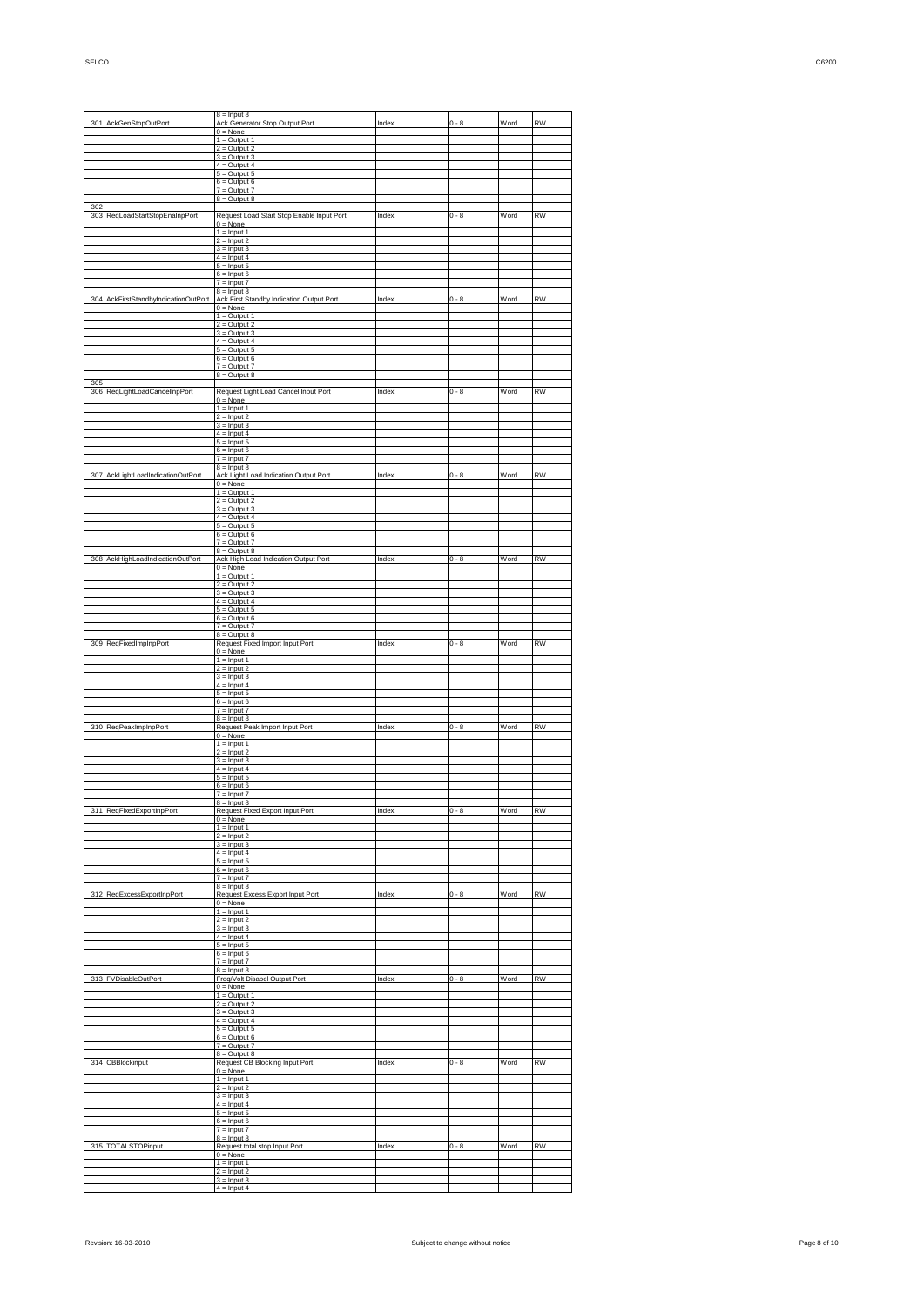| | | | | | | |
|---|---|---|---|---|---|---|
| | | 8 = Input 8 | | | | |
| 301 | AckGenStopOutPort | Ack Generator Stop Output Port | Index | 0 - 8 | Word | RW |
| | | 0 = None | | | | |
| | | 1 = Output 1 | | | | |
| | | 2 = Output 2 | | | | |
| | | 3 = Output 3 | | | | |
| | | 4 = Output 4 | | | | |
| | | 5 = Output 5 | | | | |
| | | 6 = Output 6 | | | | |
| | | 7 = Output 7 | | | | |
| | | 8 = Output 8 | | | | |
| 302 | | | | | | |
| 303 | ReqLoadStartStopEnaInpPort | Request Load Start Stop Enable Input Port | Index | 0 - 8 | Word | RW |
| | | 0 = None | | | | |
| | | 1 = Input 1 | | | | |
| | | 2 = Input 2 | | | | |
| | | 3 = Input 3 | | | | |
| | | 4 = Input 4 | | | | |
| | | 5 = Input 5 | | | | |
| | | 6 = Input 6 | | | | |
| | | 7 = Input 7 | | | | |
| | | 8 = Input 8 | | | | |
| 304 | AckFirstStandbyIndicationOutPort | Ack First Standby Indication Output Port | Index | 0 - 8 | Word | RW |
| | | 0 = None | | | | |
| | | 1 = Output 1 | | | | |
| | | 2 = Output 2 | | | | |
| | | 3 = Output 3 | | | | |
| | | 4 = Output 4 | | | | |
| | | 5 = Output 5 | | | | |
| | | 6 = Output 6 | | | | |
| | | 7 = Output 7 | | | | |
| | | 8 = Output 8 | | | | |
| 305 | | | | | | |
| 306 | ReqLightLoadCancelInpPort | Request Light Load Cancel Input Port | Index | 0 - 8 | Word | RW |
| | | 0 = None | | | | |
| | | 1 = Input 1 | | | | |
| | | 2 = Input 2 | | | | |
| | | 3 = Input 3 | | | | |
| | | 4 = Input 4 | | | | |
| | | 5 = Input 5 | | | | |
| | | 6 = Input 6 | | | | |
| | | 7 = Input 7 | | | | |
| | | 8 = Input 8 | | | | |
| 307 | AckLightLoadIndicationOutPort | Ack Light Load Indication Output Port | Index | 0 - 8 | Word | RW |
| | | 0 = None | | | | |
| | | 1 = Output 1 | | | | |
| | | 2 = Output 2 | | | | |
| | | 3 = Output 3 | | | | |
| | | 4 = Output 4 | | | | |
| | | 5 = Output 5 | | | | |
| | | 6 = Output 6 | | | | |
| | | 7 = Output 7 | | | | |
| | | 8 = Output 8 | | | | |
| 308 | AckHighLoadIndicationOutPort | Ack High Load Indication Output Port | Index | 0 - 8 | Word | RW |
| | | 0 = None | | | | |
| | | 1 = Output 1 | | | | |
| | | 2 = Output 2 | | | | |
| | | 3 = Output 3 | | | | |
| | | 4 = Output 4 | | | | |
| | | 5 = Output 5 | | | | |
| | | 6 = Output 6 | | | | |
| | | 7 = Output 7 | | | | |
| | | 8 = Output 8 | | | | |
| 309 | ReqFixedImpInpPort | Request Fixed Import Input Port | Index | 0 - 8 | Word | RW |
| | | 0 = None | | | | |
| | | 1 = Input 1 | | | | |
| | | 2 = Input 2 | | | | |
| | | 3 = Input 3 | | | | |
| | | 4 = Input 4 | | | | |
| | | 5 = Input 5 | | | | |
| | | 6 = Input 6 | | | | |
| | | 7 = Input 7 | | | | |
| | | 8 = Input 8 | | | | |
| 310 | ReqPeakImpInpPort | Request Peak Import Input Port | Index | 0 - 8 | Word | RW |
| | | 0 = None | | | | |
| | | 1 = Input 1 | | | | |
| | | 2 = Input 2 | | | | |
| | | 3 = Input 3 | | | | |
| | | 4 = Input 4 | | | | |
| | | 5 = Input 5 | | | | |
| | | 6 = Input 6 | | | | |
| | | 7 = Input 7 | | | | |
| | | 8 = Input 8 | | | | |
| 311 | ReqFixedExportInpPort | Request Fixed Export Input Port | Index | 0 - 8 | Word | RW |
| | | 0 = None | | | | |
| | | 1 = Input 1 | | | | |
| | | 2 = Input 2 | | | | |
| | | 3 = Input 3 | | | | |
| | | 4 = Input 4 | | | | |
| | | 5 = Input 5 | | | | |
| | | 6 = Input 6 | | | | |
| | | 7 = Input 7 | | | | |
| | | 8 = Input 8 | | | | |
| 312 | ReqExcessExportInpPort | Request Excess Export Input Port | Index | 0 - 8 | Word | RW |
| | | 0 = None | | | | |
| | | 1 = Input 1 | | | | |
| | | 2 = Input 2 | | | | |
| | | 3 = Input 3 | | | | |
| | | 4 = Input 4 | | | | |
| | | 5 = Input 5 | | | | |
| | | 6 = Input 6 | | | | |
| | | 7 = Input 7 | | | | |
| | | 8 = Input 8 | | | | |
| 313 | FVDisableOutPort | Freq/Volt Disabel Output Port | Index | 0 - 8 | Word | RW |
| | | 0 = None | | | | |
| | | 1 = Output 1 | | | | |
| | | 2 = Output 2 | | | | |
| | | 3 = Output 3 | | | | |
| | | 4 = Output 4 | | | | |
| | | 5 = Output 5 | | | | |
| | | 6 = Output 6 | | | | |
| | | 7 = Output 7 | | | | |
| | | 8 = Output 8 | | | | |
| 314 | CBBlockinput | Request CB Blocking Input Port | Index | 0 - 8 | Word | RW |
| | | 0 = None | | | | |
| | | 1 = Input 1 | | | | |
| | | 2 = Input 2 | | | | |
| | | 3 = Input 3 | | | | |
| | | 4 = Input 4 | | | | |
| | | 5 = Input 5 | | | | |
| | | 6 = Input 6 | | | | |
| | | 7 = Input 7 | | | | |
| | | 8 = Input 8 | | | | |
| 315 | TOTALSTOPinput | Request total stop Input Port | Index | 0 - 8 | Word | RW |
| | | 0 = None | | | | |
| | | 1 = Input 1 | | | | |
| | | 2 = Input 2 | | | | |
| | | 3 = Input 3 | | | | |
| | | 4 = Input 4 | | | | |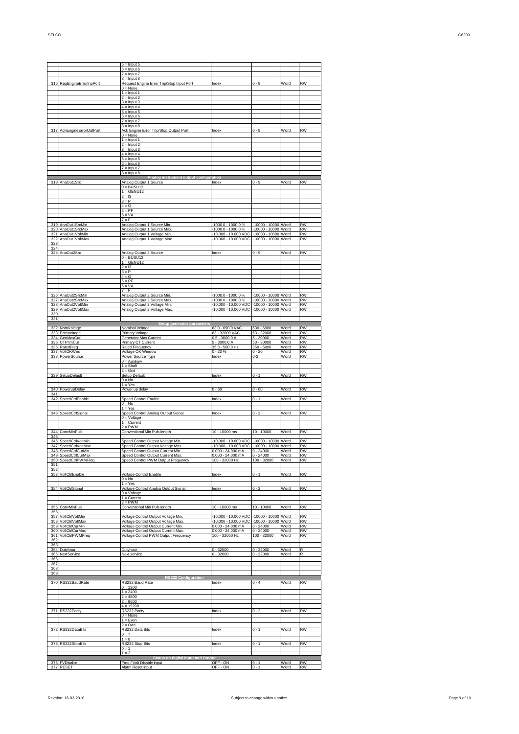| | | | | | | |
|---|---|---|---|---|---|---|
| | | 5 = Input 5 | | | | |
| | | 6 = Input 6 | | | | |
| | | 7 = Input 7 | | | | |
| | | 8 = Input 8 | | | | |
| 316 | ReqEngineErrorInpPort | Request Engine Error Trip/Stop Input Port | Index | 0 - 8 | Word | RW |
| | | 0 = None | | | | |
| | | 1 = Input 1 | | | | |
| | | 2 = Input 2 | | | | |
| | | 3 = Input 3 | | | | |
| | | 4 = Input 4 | | | | |
| | | 5 = Input 5 | | | | |
| | | 6 = Input 6 | | | | |
| | | 7 = Input 7 | | | | |
| | | 8 = Input 8 | | | | |
| 317 | AckEngineErrorOutPort | Ack Engine Error Trip/Stop Output Port | Index | 0 - 8 | Word | RW |
| | | 0 = None | | | | |
| | | 1 = Input 1 | | | | |
| | | 2 = Input 2 | | | | |
| | | 3 = Input 3 | | | | |
| | | 4 = Input 4 | | | | |
| | | 5 = Input 5 | | | | |
| | | 6 = Input 6 | | | | |
| | | 7 = Input 7 | | | | |
| | | 8 = Input 8 | | | | |
| | | **Analog instrument output configuration** | | | | |
| 318 | AnaOut1Src | Analog Output 1 Source | Index | 0 - 9 | Word | RW |
| | | 0 = BUSU12 | | | | |
| | | 1 = GENU12 | | | | |
| | | 2 = I3 | | | | |
| | | 3 = P | | | | |
| | | 4 = Q | | | | |
| | | 5 = PF | | | | |
| | | 6 = VA | | | | |
| | | 7 = F | | | | |
| 319 | AnaOut1SrcMin | Analog Output 1 Source Min. | -1000.0 - 1000.0 % | -10000 - 10000 | Word | RW |
| 320 | AnaOut1SrcMax | Analog Output 1 Source Max. | -1000.0 - 1000.0 % | -10000 - 10000 | Word | RW |
| 321 | AnaOut1VoltMin | Analog Output 1 Voltage Min. | -10.000 - 10.000 VDC | -10000 - 10000 | Word | RW |
| 322 | AnaOut1VoltMax | Analog Output 1 Voltage Max. | -10.000 - 10.000 VDC | -10000 - 10000 | Word | RW |
| 323 | | | | | | |
| 324 | | | | | | |
| 325 | AnaOut2Src | Analog Output 2 Source | Index | 0 - 9 | Word | RW |
| | | 0 = BUSU12 | | | | |
| | | 1 = GENU12 | | | | |
| | | 2 = I3 | | | | |
| | | 3 = P | | | | |
| | | 4 = Q | | | | |
| | | 5 = PF | | | | |
| | | 6 = VA | | | | |
| | | 7 = F | | | | |
| 326 | AnaOut2SrcMin | Analog Output 2 Source Min. | -1000.0 - 1000.0 % | -10000 - 10000 | Word | RW |
| 327 | AnaOut2SrcMax | Analog Output 2 Source Max. | -1000.0 - 1000.0 % | -10000 - 10000 | Word | RW |
| 328 | AnaOut2VoltMin | Analog Output 2 Voltage Min. | -10.000 - 10.000 VDC | -10000 - 10000 | Word | RW |
| 329 | AnaOut2VoltMax | Analog Output 2 Voltage Max. | -10.000 - 10.000 VDC | -10000 - 10000 | Word | RW |
| 330 | | | | | | |
| 331 | | | | | | |
| | | **Setup generator parameters** | | | | |
| 332 | NomVoltage | Nominal Voltage | 63.0 - 690.0 VAC | 630 - 6900 | Word | RW |
| 333 | PrimVoltage | Primary Voltage | 63 - 32000 VAC | 63 - 32000 | Word | RW |
| 334 | GenMaxCur | Generator Max Current | 0.5 - 3000.0 A | 5 - 30000 | Word | RW |
| 335 | CTPrimCur | Primary CT Current | 5 - 3000.0 A | 50 - 30000 | Word | RW |
| 336 | RatedFreq | Rated Frequency | 35.0 - 500.0 Hz | 350 - 5000 | Word | RW |
| 337 | VoltOKWnd | Voltage OK Window | 0 - 20 % | 0 - 20 | Word | RW |
| 338 | PowerSource | Power Source Type | Index | 0-2 | Word | RW |
| | | 0 = Auxiliary | | | | |
| | | 1 = Shaft | | | | |
| | | 2 = Grid | | | | |
| 339 | SetupDefault | Setup Default | Index | 0 - 1 | Word | RW |
| | | 0 = No | | | | |
| | | 1 = Yes | | | | |
| 340 | PowerupDelay | Power up delay | 0 - 60 | 0 - 60 | Word | RW |
| 341 | | | | | | |
| 342 | SpeedCtrlEnable | Speed Control Enable | Index | 0 - 1 | Word | RW |
| | | 0 = No | | | | |
| | | 1 = Yes | | | | |
| 343 | SpeedCtrlSignal | Speed Control Analog Output Signal | Index | 0 - 2 | Word | RW |
| | | 0 = Voltage | | | | |
| | | 1 = Current | | | | |
| | | 2 = PWM | | | | |
| 344 | ConvMinPuls | Conventional Min Puls length | 10 - 10000 ms | 10 - 10000 | Word | RW |
| 345 | | | | | | |
| 346 | SpeedCtrlVoltMin | Speed Control Output Voltage Min. | -10.000 - 10.000 VDC | -10000 - 10000 | Word | RW |
| 347 | SpeedCtrlVoltMax | Speed Control Output Voltage Max. | -10.000 - 10.000 VDC | -10000 - 10000 | Word | RW |
| 348 | SpeedCtrlCurMin | Speed Control Output Current Min. | 0.000 - 24.000 mA | 0 - 24000 | Word | RW |
| 349 | SpeedCtrlCurMax | Speed Control Output Current Max. | 0.000 - 24.000 mA | 0 - 24000 | Word | RW |
| 350 | SpeedCtrlPWMFreq | Speed Control PWM Output Frequency | 100 - 32000 Hz | 100 - 32000 | Word | RW |
| 351 | | | | | | |
| 352 | | | | | | |
| 353 | VoltCtrlEnable | Voltage Control Enable | Index | 0 - 1 | Word | RW |
| | | 0 = No | | | | |
| | | 1 = Yes | | | | |
| 354 | VoltCtrlSignal | Voltage Control Analog Output Signal | Index | 0 - 2 | Word | RW |
| | | 0 = Voltage | | | | |
| | | 1 = Current | | | | |
| | | 2 = PWM | | | | |
| 355 | ConvMinPuls | Conventional Min Puls length | 10 - 10000 ms | 10 - 10000 | Word | RW |
| 356 | | | | | | |
| 357 | VoltCtrlVoltMin | Voltage Control Output Voltage Min. | -10.000 - 10.000 VDC | -10000 - 10000 | Word | RW |
| 358 | VoltCtrlVoltMax | Voltage Control Output Voltage Max. | -10.000 - 10.000 VDC | -10000 - 10000 | Word | RW |
| 359 | VoltCtrlCurMin | Voltage Control Output Current Min. | 0.000 - 24.000 mA | 0 - 24000 | Word | RW |
| 360 | VoltCtrlCurMax | Voltage Control Output Current Max. | 0.000 - 24.000 mA | 0 - 24000 | Word | RW |
| 361 | VoltCtrlPWMFreq | Voltage Control PWM Output Frequency | 100 - 32000 Hz | 100 - 32000 | Word | RW |
| 362 | | | | | | |
| 363 | | | | | | |
| 364 | Dutyhour | Dutyhour | 0 - 32000 | 0 - 32000 | Word | R |
| 365 | NextService | Next service | 0 - 32000 | 0 - 32000 | Word | R |
| 366 | | | | | | |
| 367 | | | | | | |
| 368 | | | | | | |
| 369 | | | | | | |
| | | **RS232 Configuration** | | | | |
| 370 | RS232BaudRate | RS232 Baud Rate | Index | 0 - 4 | Word | RW |
| | | 0 = 1200 | | | | |
| | | 1 = 2400 | | | | |
| | | 2 = 4800 | | | | |
| | | 3 = 9600 | | | | |
| | | 4 = 19200 | | | | |
| 371 | RS232Parity | RS232 Parity | Index | 0 - 2 | Word | RW |
| | | 0 = None | | | | |
| | | 1 = Even | | | | |
| | | 2 = Odd | | | | |
| 372 | RS232DataBits | RS232 Data Bits | Index | 0 - 1 | Word | RW |
| | | 0 = 7 | | | | |
| | | 1 = 8 | | | | |
| 373 | RS232StopBits | RS232 Stop Bits | Index | 0 - 1 | Word | RW |
| | | 0 = 1 | | | | |
| | | 1 = 2 | | | | |
| | | **Status on digital Input and Output** | | | | |
| 376 | FVDisable | Freq / Volt Disable input | OFF - ON | 0 - 1 | Word | RW |
| 377 | RESET | Alarm Reset input | OFF - ON | 0 - 1 | Word | RW |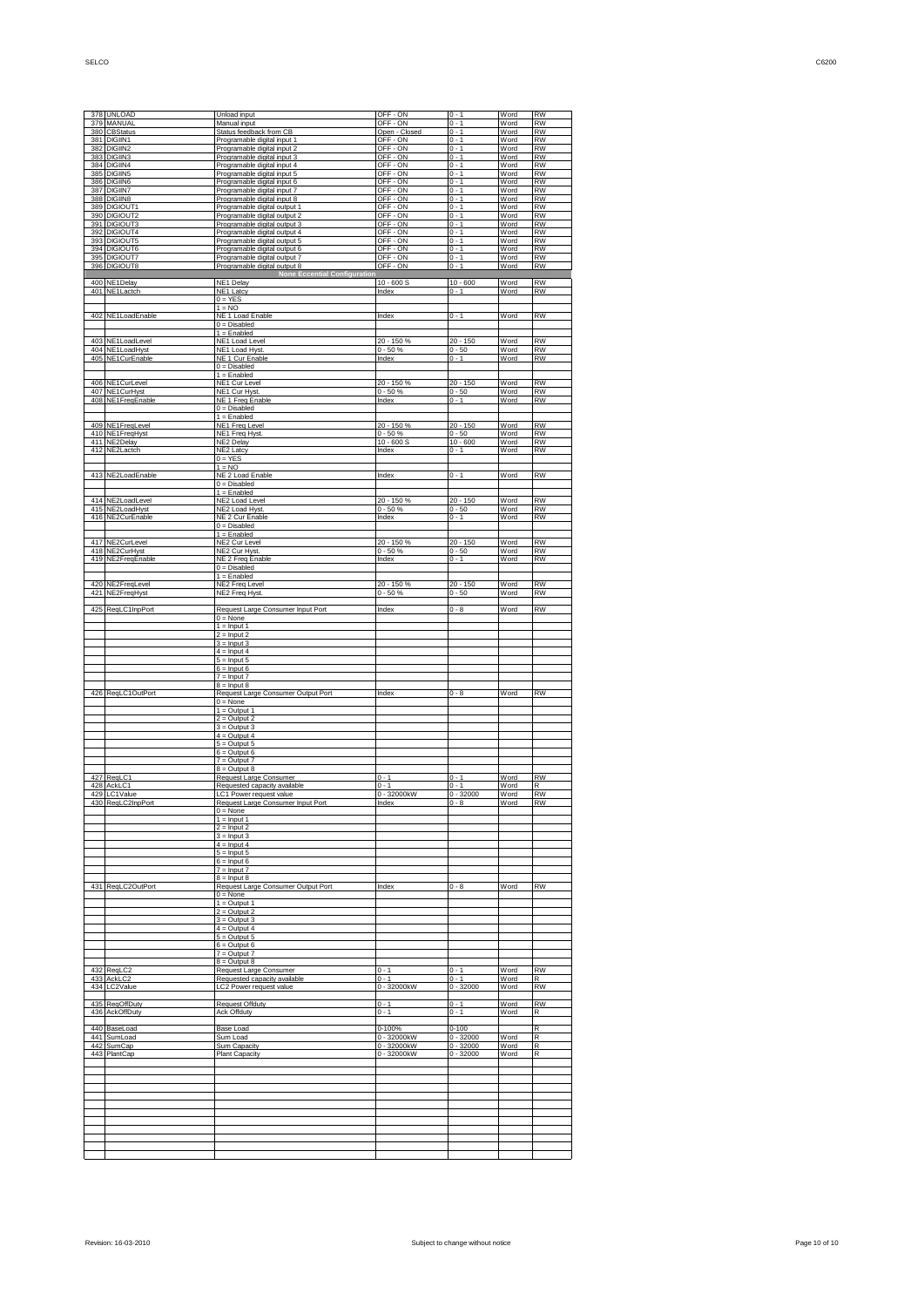| | | | | | | |
|---|---|---|---|---|---|---|
| 378 | UNLOAD | Unload input | OFF - ON | 0 - 1 | Word | RW |
| 379 | MANUAL | Manual input | OFF - ON | 0 - 1 | Word | RW |
| 380 | CBStatus | Status feedback from CB | Open - Closed | 0 - 1 | Word | RW |
| 381 | DIGIIN1 | Programable digital input 1 | OFF - ON | 0 - 1 | Word | RW |
| 382 | DIGIIN2 | Programable digital input 2 | OFF - ON | 0 - 1 | Word | RW |
| 383 | DIGIIN3 | Programable digital input 3 | OFF - ON | 0 - 1 | Word | RW |
| 384 | DIGIIN4 | Programable digital input 4 | OFF - ON | 0 - 1 | Word | RW |
| 385 | DIGIIN5 | Programable digital input 5 | OFF - ON | 0 - 1 | Word | RW |
| 386 | DIGIIN6 | Programable digital input 6 | OFF - ON | 0 - 1 | Word | RW |
| 387 | DIGIIN7 | Programable digital input 7 | OFF - ON | 0 - 1 | Word | RW |
| 388 | DIGIIN8 | Programable digital input 8 | OFF - ON | 0 - 1 | Word | RW |
| 389 | DIGIOUT1 | Programable digital output 1 | OFF - ON | 0 - 1 | Word | RW |
| 390 | DIGIOUT2 | Programable digital output 2 | OFF - ON | 0 - 1 | Word | RW |
| 391 | DIGIOUT3 | Programable digital output 3 | OFF - ON | 0 - 1 | Word | RW |
| 392 | DIGIOUT4 | Programable digital output 4 | OFF - ON | 0 - 1 | Word | RW |
| 393 | DIGIOUT5 | Programable digital output 5 | OFF - ON | 0 - 1 | Word | RW |
| 394 | DIGIOUT6 | Programable digital output 6 | OFF - ON | 0 - 1 | Word | RW |
| 395 | DIGIOUT7 | Programable digital output 7 | OFF - ON | 0 - 1 | Word | RW |
| 396 | DIGIOUT8 | Programable digital output 8 | OFF - ON | 0 - 1 | Word | RW |
| | | **None Eccential Configuration** | | | | |
| 400 | NE1Delay | NE1 Delay | 10 - 600 S | 10 - 600 | Word | RW |
| 401 | NE1Lactch | NE1 Latcy | Index | 0 - 1 | Word | RW |
| | | 0 = YES | | | | |
| | | 1 = NO | | | | |
| 402 | NE1LoadEnable | NE 1 Load Enable | Index | 0 - 1 | Word | RW |
| | | 0 = Disabled | | | | |
| | | 1 = Enabled | | | | |
| 403 | NE1LoadLevel | NE1 Load Level | 20 - 150 % | 20 - 150 | Word | RW |
| 404 | NE1LoadHyst | NE1 Load Hyst. | 0 - 50 % | 0 - 50 | Word | RW |
| 405 | NE1CurEnable | NE 1 Cur Enable | Index | 0 - 1 | Word | RW |
| | | 0 = Disabled | | | | |
| | | 1 = Enabled | | | | |
| 406 | NE1CurLevel | NE1 Cur Level | 20 - 150 % | 20 - 150 | Word | RW |
| 407 | NE1CurHyst | NE1 Cur Hyst. | 0 - 50 % | 0 - 50 | Word | RW |
| 408 | NE1FreqEnable | NE 1 Freq Enable | Index | 0 - 1 | Word | RW |
| | | 0 = Disabled | | | | |
| | | 1 = Enabled | | | | |
| 409 | NE1FreqLevel | NE1 Freq Level | 20 - 150 % | 20 - 150 | Word | RW |
| 410 | NE1FreqHyst | NE1 Freq Hyst. | 0 - 50 % | 0 - 50 | Word | RW |
| 411 | NE2Delay | NE2 Delay | 10 - 600 S | 10 - 600 | Word | RW |
| 412 | NE2Lactch | NE2 Latcy | Index | 0 - 1 | Word | RW |
| | | 0 = YES | | | | |
| | | 1 = NO | | | | |
| 413 | NE2LoadEnable | NE 2 Load Enable | Index | 0 - 1 | Word | RW |
| | | 0 = Disabled | | | | |
| | | 1 = Enabled | | | | |
| 414 | NE2LoadLevel | NE2 Load Level | 20 - 150 % | 20 - 150 | Word | RW |
| 415 | NE2LoadHyst | NE2 Load Hyst. | 0 - 50 % | 0 - 50 | Word | RW |
| 416 | NE2CurEnable | NE 2 Cur Enable | Index | 0 - 1 | Word | RW |
| | | 0 = Disabled | | | | |
| | | 1 = Enabled | | | | |
| 417 | NE2CurLevel | NE2 Cur Level | 20 - 150 % | 20 - 150 | Word | RW |
| 418 | NE2CurHyst | NE2 Cur Hyst. | 0 - 50 % | 0 - 50 | Word | RW |
| 419 | NE2FreqEnable | NE 2 Freq Enable | Index | 0 - 1 | Word | RW |
| | | 0 = Disabled | | | | |
| | | 1 = Enabled | | | | |
| 420 | NE2FreqLevel | NE2 Freq Level | 20 - 150 % | 20 - 150 | Word | RW |
| 421 | NE2FreqHyst | NE2 Freq Hyst. | 0 - 50 % | 0 - 50 | Word | RW |
| | | | | | | |
| 425 | ReqLC1InpPort | Request Large Consumer Input Port | Index | 0 - 8 | Word | RW |
| | | 0 = None | | | | |
| | | 1 = Input 1 | | | | |
| | | 2 = Input 2 | | | | |
| | | 3 = Input 3 | | | | |
| | | 4 = Input 4 | | | | |
| | | 5 = Input 5 | | | | |
| | | 6 = Input 6 | | | | |
| | | 7 = Input 7 | | | | |
| | | 8 = Input 8 | | | | |
| 426 | ReqLC1OutPort | Request Large Consumer Output Port | Index | 0 - 8 | Word | RW |
| | | 0 = None | | | | |
| | | 1 = Output 1 | | | | |
| | | 2 = Output 2 | | | | |
| | | 3 = Output 3 | | | | |
| | | 4 = Output 4 | | | | |
| | | 5 = Output 5 | | | | |
| | | 6 = Output 6 | | | | |
| | | 7 = Output 7 | | | | |
| | | 8 = Output 8 | | | | |
| 427 | ReqLC1 | Request Large Consumer | 0 - 1 | 0 - 1 | Word | RW |
| 428 | AckLC1 | Requested capacity available | 0 - 1 | 0 - 1 | Word | R |
| 429 | LC1Value | LC1 Power request value | 0 - 32000kW | 0 - 32000 | Word | RW |
| 430 | ReqLC2InpPort | Request Large Consumer Input Port | Index | 0 - 8 | Word | RW |
| | | 0 = None | | | | |
| | | 1 = Input 1 | | | | |
| | | 2 = Input 2 | | | | |
| | | 3 = Input 3 | | | | |
| | | 4 = Input 4 | | | | |
| | | 5 = Input 5 | | | | |
| | | 6 = Input 6 | | | | |
| | | 7 = Input 7 | | | | |
| | | 8 = Input 8 | | | | |
| 431 | ReqLC2OutPort | Request Large Consumer Output Port | Index | 0 - 8 | Word | RW |
| | | 0 = None | | | | |
| | | 1 = Output 1 | | | | |
| | | 2 = Output 2 | | | | |
| | | 3 = Output 3 | | | | |
| | | 4 = Output 4 | | | | |
| | | 5 = Output 5 | | | | |
| | | 6 = Output 6 | | | | |
| | | 7 = Output 7 | | | | |
| | | 8 = Output 8 | | | | |
| 432 | ReqLC2 | Request Large Consumer | 0 - 1 | 0 - 1 | Word | RW |
| 433 | AckLC2 | Requested capacity available | 0 - 1 | 0 - 1 | Word | R |
| 434 | LC2Value | LC2 Power request value | 0 - 32000kW | 0 - 32000 | Word | RW |
| | | | | | | |
| 435 | ReqOffDuty | Request Offduty | 0 - 1 | 0 - 1 | Word | RW |
| 436 | AckOffDuty | Ack Offduty | 0 - 1 | 0 - 1 | Word | R |
| | | | | | | |
| 440 | BaseLoad | Base Load | 0-100% | 0-100 | | R |
| 441 | SumLoad | Sum Load | 0 - 32000kW | 0 - 32000 | Word | R |
| 442 | SumCap | Sum Capacity | 0 - 32000kW | 0 - 32000 | Word | R |
| 443 | PlantCap | Plant Capacity | 0 - 32000kW | 0 - 32000 | Word | R |

Revision: 16-03-2010

Subject to change without notice